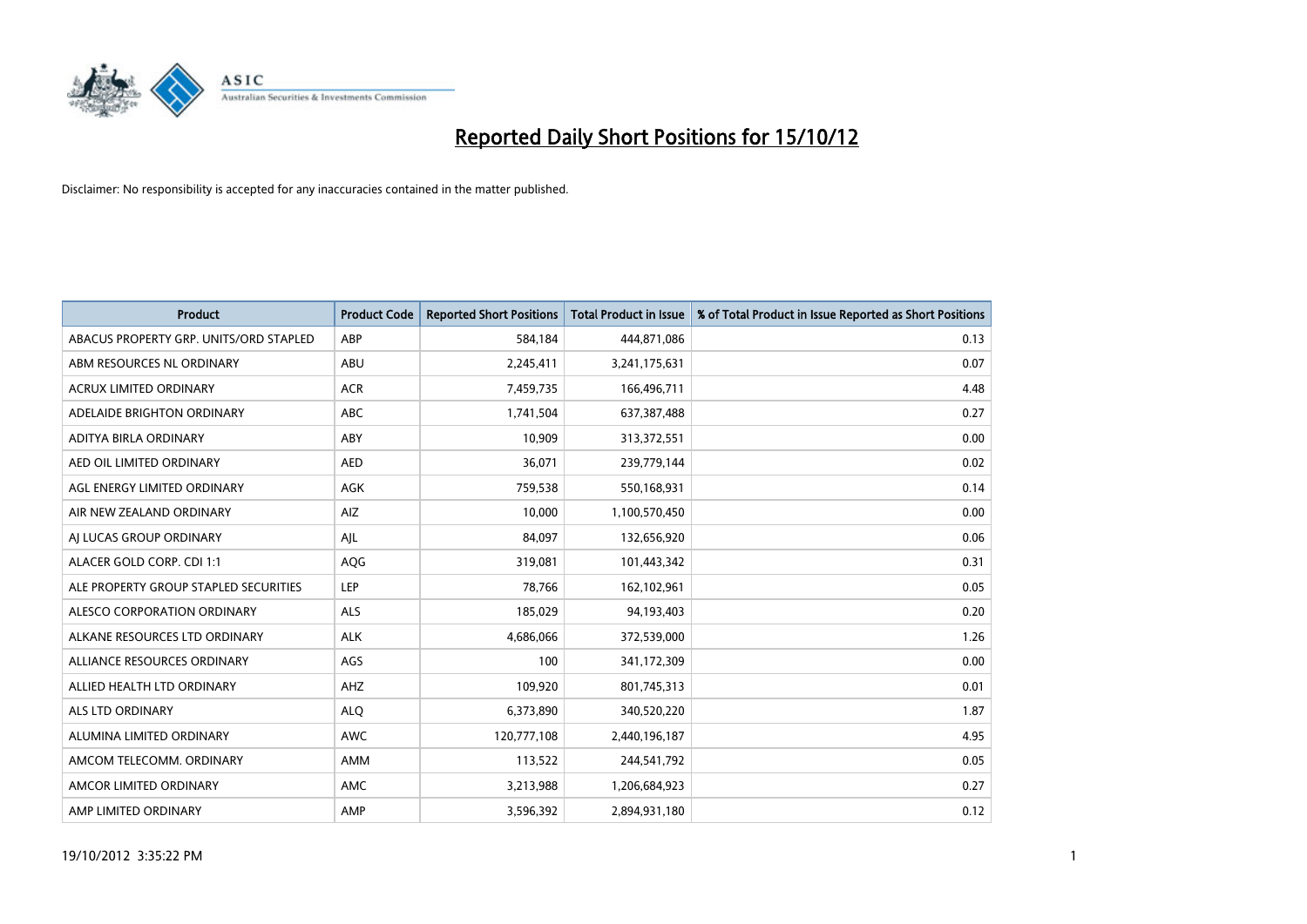# Reported Daily Short Positions for 15/10/12

Disclaimer: No responsibility is accepted for any inaccuracies contained in the matter published.

| Product | Product Code | Reported Short Positions | Total Product in Issue | % of Total Product in Issue Reported as Short Positions |
|---|---|---|---|---|
| ABACUS PROPERTY GRP. UNITS/ORD STAPLED | ABP | 584,184 | 444,871,086 | 0.13 |
| ABM RESOURCES NL ORDINARY | ABU | 2,245,411 | 3,241,175,631 | 0.07 |
| ACRUX LIMITED ORDINARY | ACR | 7,459,735 | 166,496,711 | 4.48 |
| ADELAIDE BRIGHTON ORDINARY | ABC | 1,741,504 | 637,387,488 | 0.27 |
| ADITYA BIRLA ORDINARY | ABY | 10,909 | 313,372,551 | 0.00 |
| AED OIL LIMITED ORDINARY | AED | 36,071 | 239,779,144 | 0.02 |
| AGL ENERGY LIMITED ORDINARY | AGK | 759,538 | 550,168,931 | 0.14 |
| AIR NEW ZEALAND ORDINARY | AIZ | 10,000 | 1,100,570,450 | 0.00 |
| AJ LUCAS GROUP ORDINARY | AJL | 84,097 | 132,656,920 | 0.06 |
| ALACER GOLD CORP. CDI 1:1 | AQG | 319,081 | 101,443,342 | 0.31 |
| ALE PROPERTY GROUP STAPLED SECURITIES | LEP | 78,766 | 162,102,961 | 0.05 |
| ALESCO CORPORATION ORDINARY | ALS | 185,029 | 94,193,403 | 0.20 |
| ALKANE RESOURCES LTD ORDINARY | ALK | 4,686,066 | 372,539,000 | 1.26 |
| ALLIANCE RESOURCES ORDINARY | AGS | 100 | 341,172,309 | 0.00 |
| ALLIED HEALTH LTD ORDINARY | AHZ | 109,920 | 801,745,313 | 0.01 |
| ALS LTD ORDINARY | ALQ | 6,373,890 | 340,520,220 | 1.87 |
| ALUMINA LIMITED ORDINARY | AWC | 120,777,108 | 2,440,196,187 | 4.95 |
| AMCOM TELECOMM. ORDINARY | AMM | 113,522 | 244,541,792 | 0.05 |
| AMCOR LIMITED ORDINARY | AMC | 3,213,988 | 1,206,684,923 | 0.27 |
| AMP LIMITED ORDINARY | AMP | 3,596,392 | 2,894,931,180 | 0.12 |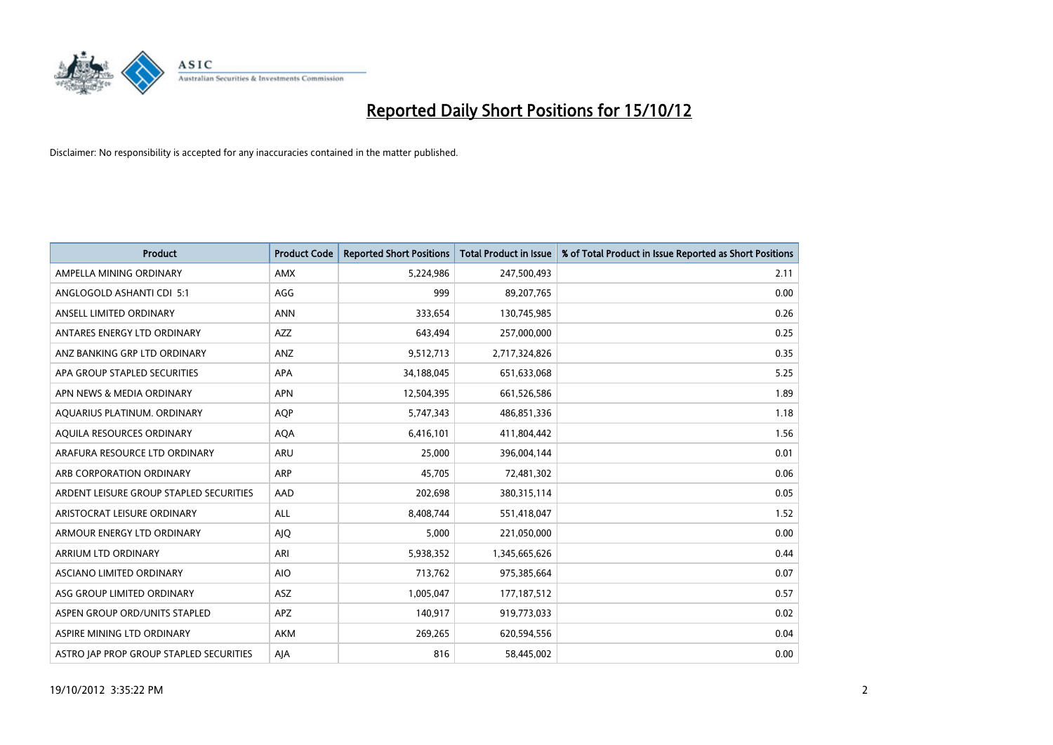# Reported Daily Short Positions for 15/10/12

Disclaimer: No responsibility is accepted for any inaccuracies contained in the matter published.

| Product | Product Code | Reported Short Positions | Total Product in Issue | % of Total Product in Issue Reported as Short Positions |
|---|---|---|---|---|
| AMPELLA MINING ORDINARY | AMX | 5,224,986 | 247,500,493 | 2.11 |
| ANGLOGOLD ASHANTI CDI 5:1 | AGG | 999 | 89,207,765 | 0.00 |
| ANSELL LIMITED ORDINARY | ANN | 333,654 | 130,745,985 | 0.26 |
| ANTARES ENERGY LTD ORDINARY | AZZ | 643,494 | 257,000,000 | 0.25 |
| ANZ BANKING GRP LTD ORDINARY | ANZ | 9,512,713 | 2,717,324,826 | 0.35 |
| APA GROUP STAPLED SECURITIES | APA | 34,188,045 | 651,633,068 | 5.25 |
| APN NEWS & MEDIA ORDINARY | APN | 12,504,395 | 661,526,586 | 1.89 |
| AQUARIUS PLATINUM. ORDINARY | AQP | 5,747,343 | 486,851,336 | 1.18 |
| AQUILA RESOURCES ORDINARY | AQA | 6,416,101 | 411,804,442 | 1.56 |
| ARAFURA RESOURCE LTD ORDINARY | ARU | 25,000 | 396,004,144 | 0.01 |
| ARB CORPORATION ORDINARY | ARP | 45,705 | 72,481,302 | 0.06 |
| ARDENT LEISURE GROUP STAPLED SECURITIES | AAD | 202,698 | 380,315,114 | 0.05 |
| ARISTOCRAT LEISURE ORDINARY | ALL | 8,408,744 | 551,418,047 | 1.52 |
| ARMOUR ENERGY LTD ORDINARY | AJQ | 5,000 | 221,050,000 | 0.00 |
| ARRIUM LTD ORDINARY | ARI | 5,938,352 | 1,345,665,626 | 0.44 |
| ASCIANO LIMITED ORDINARY | AIO | 713,762 | 975,385,664 | 0.07 |
| ASG GROUP LIMITED ORDINARY | ASZ | 1,005,047 | 177,187,512 | 0.57 |
| ASPEN GROUP ORD/UNITS STAPLED | APZ | 140,917 | 919,773,033 | 0.02 |
| ASPIRE MINING LTD ORDINARY | AKM | 269,265 | 620,594,556 | 0.04 |
| ASTRO JAP PROP GROUP STAPLED SECURITIES | AJA | 816 | 58,445,002 | 0.00 |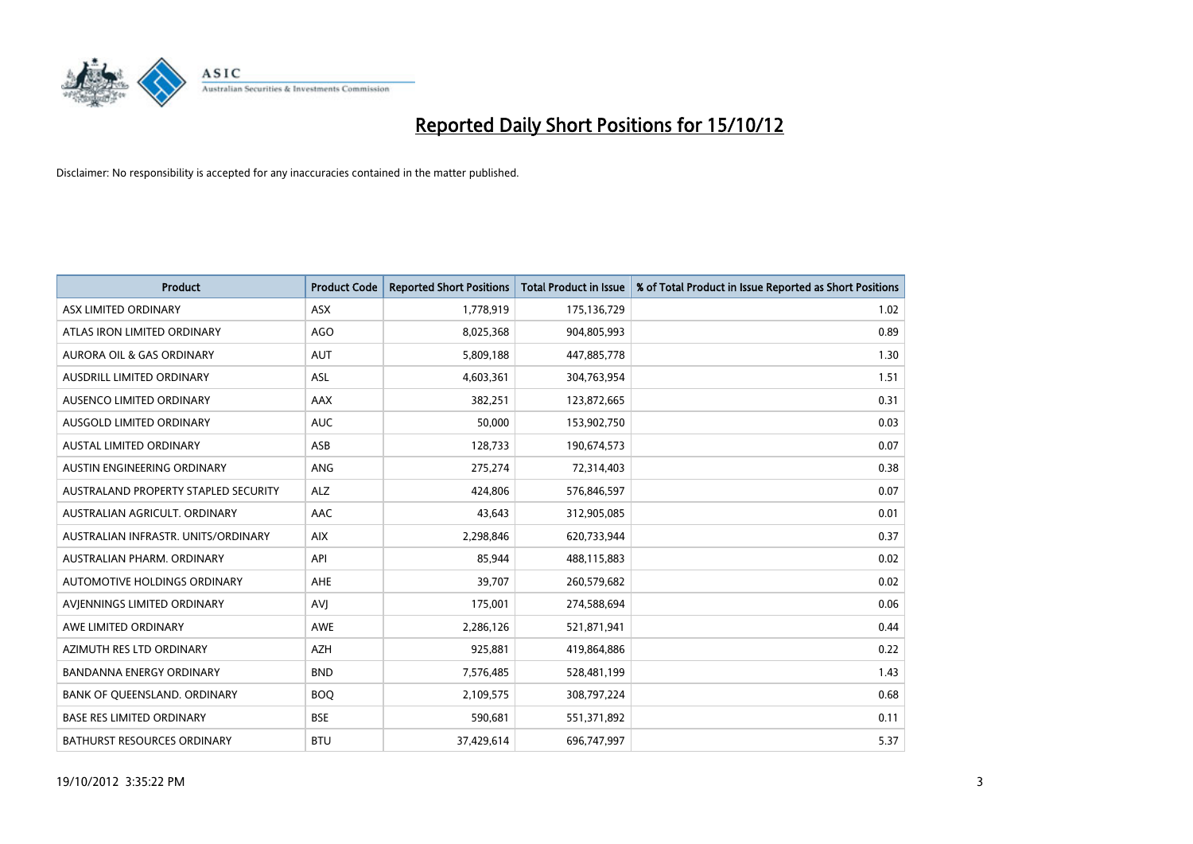# Reported Daily Short Positions for 15/10/12

Disclaimer: No responsibility is accepted for any inaccuracies contained in the matter published.

| Product | Product Code | Reported Short Positions | Total Product in Issue | % of Total Product in Issue Reported as Short Positions |
|---|---|---|---|---|
| ASX LIMITED ORDINARY | ASX | 1,778,919 | 175,136,729 | 1.02 |
| ATLAS IRON LIMITED ORDINARY | AGO | 8,025,368 | 904,805,993 | 0.89 |
| AURORA OIL & GAS ORDINARY | AUT | 5,809,188 | 447,885,778 | 1.30 |
| AUSDRILL LIMITED ORDINARY | ASL | 4,603,361 | 304,763,954 | 1.51 |
| AUSENCO LIMITED ORDINARY | AAX | 382,251 | 123,872,665 | 0.31 |
| AUSGOLD LIMITED ORDINARY | AUC | 50,000 | 153,902,750 | 0.03 |
| AUSTAL LIMITED ORDINARY | ASB | 128,733 | 190,674,573 | 0.07 |
| AUSTIN ENGINEERING ORDINARY | ANG | 275,274 | 72,314,403 | 0.38 |
| AUSTRALAND PROPERTY STAPLED SECURITY | ALZ | 424,806 | 576,846,597 | 0.07 |
| AUSTRALIAN AGRICULT. ORDINARY | AAC | 43,643 | 312,905,085 | 0.01 |
| AUSTRALIAN INFRASTR. UNITS/ORDINARY | AIX | 2,298,846 | 620,733,944 | 0.37 |
| AUSTRALIAN PHARM. ORDINARY | API | 85,944 | 488,115,883 | 0.02 |
| AUTOMOTIVE HOLDINGS ORDINARY | AHE | 39,707 | 260,579,682 | 0.02 |
| AVJENNINGS LIMITED ORDINARY | AVJ | 175,001 | 274,588,694 | 0.06 |
| AWE LIMITED ORDINARY | AWE | 2,286,126 | 521,871,941 | 0.44 |
| AZIMUTH RES LTD ORDINARY | AZH | 925,881 | 419,864,886 | 0.22 |
| BANDANNA ENERGY ORDINARY | BND | 7,576,485 | 528,481,199 | 1.43 |
| BANK OF QUEENSLAND. ORDINARY | BOQ | 2,109,575 | 308,797,224 | 0.68 |
| BASE RES LIMITED ORDINARY | BSE | 590,681 | 551,371,892 | 0.11 |
| BATHURST RESOURCES ORDINARY | BTU | 37,429,614 | 696,747,997 | 5.37 |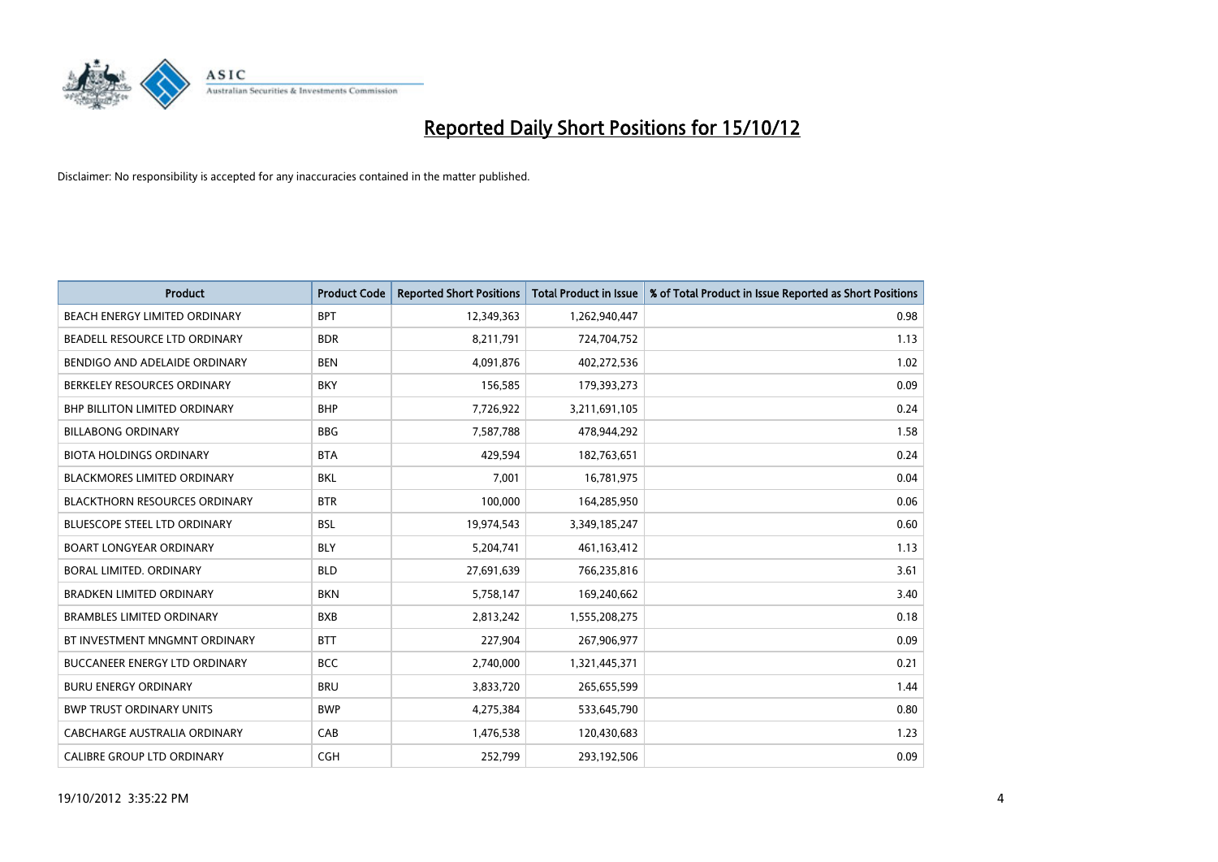# Reported Daily Short Positions for 15/10/12

Disclaimer: No responsibility is accepted for any inaccuracies contained in the matter published.

| Product | Product Code | Reported Short Positions | Total Product in Issue | % of Total Product in Issue Reported as Short Positions |
|---|---|---|---|---|
| BEACH ENERGY LIMITED ORDINARY | BPT | 12,349,363 | 1,262,940,447 | 0.98 |
| BEADELL RESOURCE LTD ORDINARY | BDR | 8,211,791 | 724,704,752 | 1.13 |
| BENDIGO AND ADELAIDE ORDINARY | BEN | 4,091,876 | 402,272,536 | 1.02 |
| BERKELEY RESOURCES ORDINARY | BKY | 156,585 | 179,393,273 | 0.09 |
| BHP BILLITON LIMITED ORDINARY | BHP | 7,726,922 | 3,211,691,105 | 0.24 |
| BILLABONG ORDINARY | BBG | 7,587,788 | 478,944,292 | 1.58 |
| BIOTA HOLDINGS ORDINARY | BTA | 429,594 | 182,763,651 | 0.24 |
| BLACKMORES LIMITED ORDINARY | BKL | 7,001 | 16,781,975 | 0.04 |
| BLACKTHORN RESOURCES ORDINARY | BTR | 100,000 | 164,285,950 | 0.06 |
| BLUESCOPE STEEL LTD ORDINARY | BSL | 19,974,543 | 3,349,185,247 | 0.60 |
| BOART LONGYEAR ORDINARY | BLY | 5,204,741 | 461,163,412 | 1.13 |
| BORAL LIMITED. ORDINARY | BLD | 27,691,639 | 766,235,816 | 3.61 |
| BRADKEN LIMITED ORDINARY | BKN | 5,758,147 | 169,240,662 | 3.40 |
| BRAMBLES LIMITED ORDINARY | BXB | 2,813,242 | 1,555,208,275 | 0.18 |
| BT INVESTMENT MNGMNT ORDINARY | BTT | 227,904 | 267,906,977 | 0.09 |
| BUCCANEER ENERGY LTD ORDINARY | BCC | 2,740,000 | 1,321,445,371 | 0.21 |
| BURU ENERGY ORDINARY | BRU | 3,833,720 | 265,655,599 | 1.44 |
| BWP TRUST ORDINARY UNITS | BWP | 4,275,384 | 533,645,790 | 0.80 |
| CABCHARGE AUSTRALIA ORDINARY | CAB | 1,476,538 | 120,430,683 | 1.23 |
| CALIBRE GROUP LTD ORDINARY | CGH | 252,799 | 293,192,506 | 0.09 |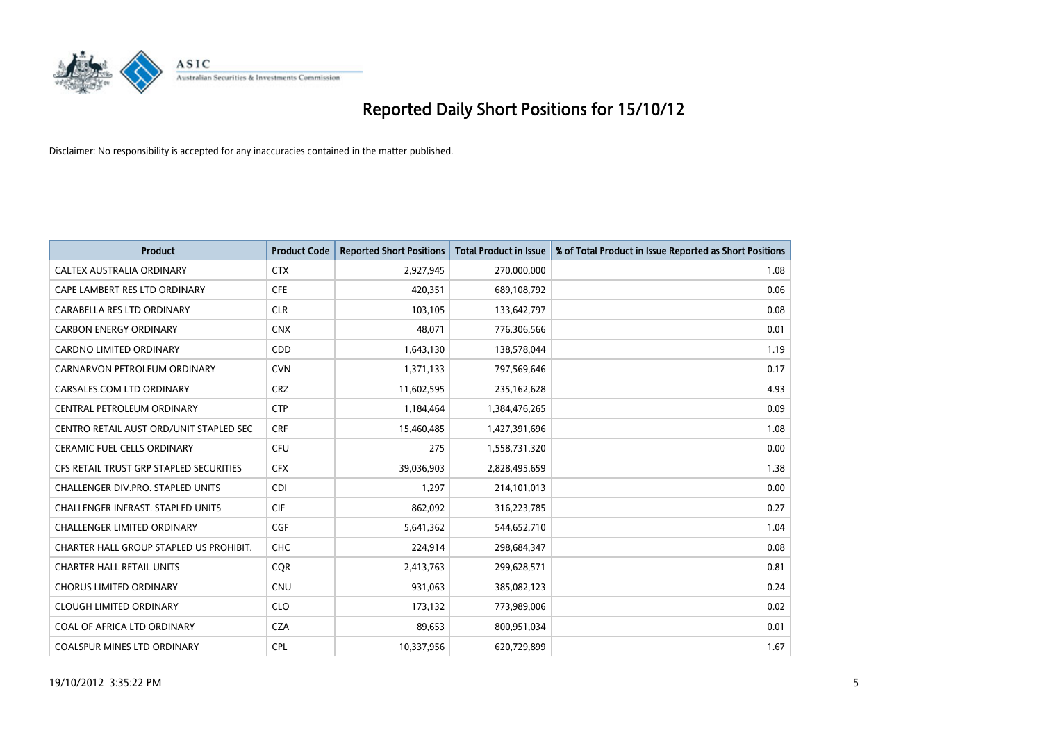# Reported Daily Short Positions for 15/10/12

Disclaimer: No responsibility is accepted for any inaccuracies contained in the matter published.

| Product | Product Code | Reported Short Positions | Total Product in Issue | % of Total Product in Issue Reported as Short Positions |
|---|---|---|---|---|
| CALTEX AUSTRALIA ORDINARY | CTX | 2,927,945 | 270,000,000 | 1.08 |
| CAPE LAMBERT RES LTD ORDINARY | CFE | 420,351 | 689,108,792 | 0.06 |
| CARABELLA RES LTD ORDINARY | CLR | 103,105 | 133,642,797 | 0.08 |
| CARBON ENERGY ORDINARY | CNX | 48,071 | 776,306,566 | 0.01 |
| CARDNO LIMITED ORDINARY | CDD | 1,643,130 | 138,578,044 | 1.19 |
| CARNARVON PETROLEUM ORDINARY | CVN | 1,371,133 | 797,569,646 | 0.17 |
| CARSALES.COM LTD ORDINARY | CRZ | 11,602,595 | 235,162,628 | 4.93 |
| CENTRAL PETROLEUM ORDINARY | CTP | 1,184,464 | 1,384,476,265 | 0.09 |
| CENTRO RETAIL AUST ORD/UNIT STAPLED SEC | CRF | 15,460,485 | 1,427,391,696 | 1.08 |
| CERAMIC FUEL CELLS ORDINARY | CFU | 275 | 1,558,731,320 | 0.00 |
| CFS RETAIL TRUST GRP STAPLED SECURITIES | CFX | 39,036,903 | 2,828,495,659 | 1.38 |
| CHALLENGER DIV.PRO. STAPLED UNITS | CDI | 1,297 | 214,101,013 | 0.00 |
| CHALLENGER INFRAST. STAPLED UNITS | CIF | 862,092 | 316,223,785 | 0.27 |
| CHALLENGER LIMITED ORDINARY | CGF | 5,641,362 | 544,652,710 | 1.04 |
| CHARTER HALL GROUP STAPLED US PROHIBIT. | CHC | 224,914 | 298,684,347 | 0.08 |
| CHARTER HALL RETAIL UNITS | CQR | 2,413,763 | 299,628,571 | 0.81 |
| CHORUS LIMITED ORDINARY | CNU | 931,063 | 385,082,123 | 0.24 |
| CLOUGH LIMITED ORDINARY | CLO | 173,132 | 773,989,006 | 0.02 |
| COAL OF AFRICA LTD ORDINARY | CZA | 89,653 | 800,951,034 | 0.01 |
| COALSPUR MINES LTD ORDINARY | CPL | 10,337,956 | 620,729,899 | 1.67 |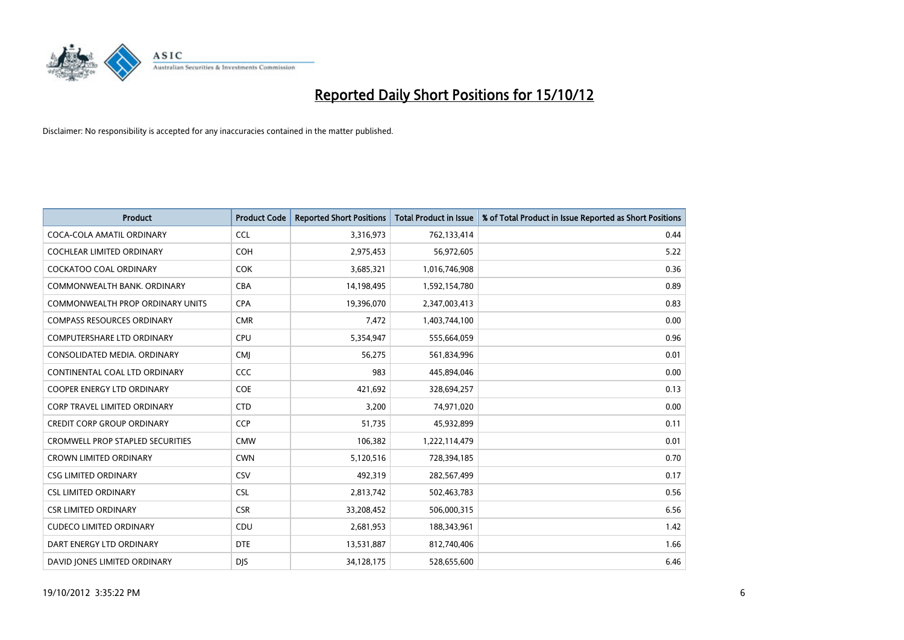# Reported Daily Short Positions for 15/10/12

Disclaimer: No responsibility is accepted for any inaccuracies contained in the matter published.

| Product | Product Code | Reported Short Positions | Total Product in Issue | % of Total Product in Issue Reported as Short Positions |
| --- | --- | --- | --- | --- |
| COCA-COLA AMATIL ORDINARY | CCL | 3,316,973 | 762,133,414 | 0.44 |
| COCHLEAR LIMITED ORDINARY | COH | 2,975,453 | 56,972,605 | 5.22 |
| COCKATOO COAL ORDINARY | COK | 3,685,321 | 1,016,746,908 | 0.36 |
| COMMONWEALTH BANK. ORDINARY | CBA | 14,198,495 | 1,592,154,780 | 0.89 |
| COMMONWEALTH PROP ORDINARY UNITS | CPA | 19,396,070 | 2,347,003,413 | 0.83 |
| COMPASS RESOURCES ORDINARY | CMR | 7,472 | 1,403,744,100 | 0.00 |
| COMPUTERSHARE LTD ORDINARY | CPU | 5,354,947 | 555,664,059 | 0.96 |
| CONSOLIDATED MEDIA. ORDINARY | CMJ | 56,275 | 561,834,996 | 0.01 |
| CONTINENTAL COAL LTD ORDINARY | CCC | 983 | 445,894,046 | 0.00 |
| COOPER ENERGY LTD ORDINARY | COE | 421,692 | 328,694,257 | 0.13 |
| CORP TRAVEL LIMITED ORDINARY | CTD | 3,200 | 74,971,020 | 0.00 |
| CREDIT CORP GROUP ORDINARY | CCP | 51,735 | 45,932,899 | 0.11 |
| CROMWELL PROP STAPLED SECURITIES | CMW | 106,382 | 1,222,114,479 | 0.01 |
| CROWN LIMITED ORDINARY | CWN | 5,120,516 | 728,394,185 | 0.70 |
| CSG LIMITED ORDINARY | CSV | 492,319 | 282,567,499 | 0.17 |
| CSL LIMITED ORDINARY | CSL | 2,813,742 | 502,463,783 | 0.56 |
| CSR LIMITED ORDINARY | CSR | 33,208,452 | 506,000,315 | 6.56 |
| CUDECO LIMITED ORDINARY | CDU | 2,681,953 | 188,343,961 | 1.42 |
| DART ENERGY LTD ORDINARY | DTE | 13,531,887 | 812,740,406 | 1.66 |
| DAVID JONES LIMITED ORDINARY | DJS | 34,128,175 | 528,655,600 | 6.46 |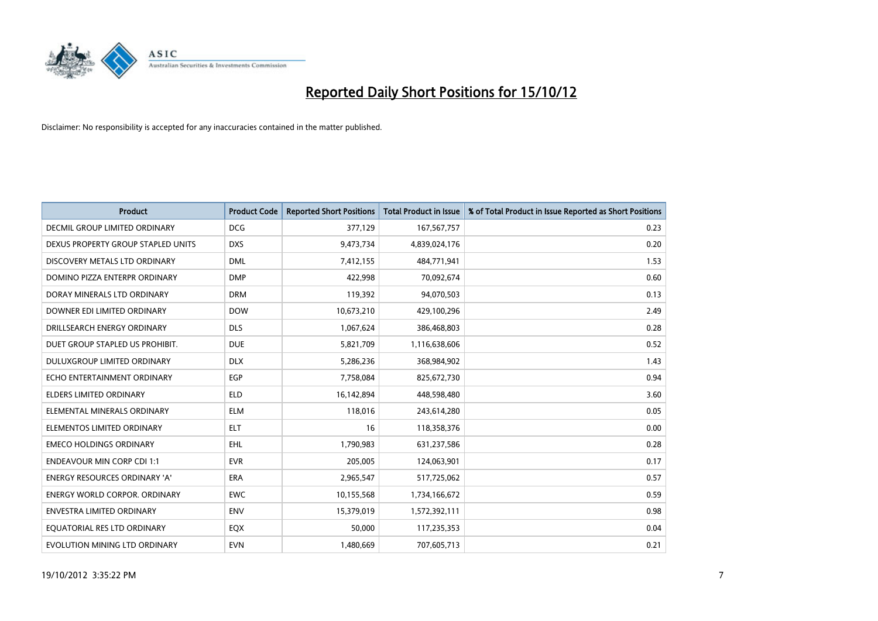# Reported Daily Short Positions for 15/10/12

Disclaimer: No responsibility is accepted for any inaccuracies contained in the matter published.

| Product | Product Code | Reported Short Positions | Total Product in Issue | % of Total Product in Issue Reported as Short Positions |
|---|---|---|---|---|
| DECMIL GROUP LIMITED ORDINARY | DCG | 377,129 | 167,567,757 | 0.23 |
| DEXUS PROPERTY GROUP STAPLED UNITS | DXS | 9,473,734 | 4,839,024,176 | 0.20 |
| DISCOVERY METALS LTD ORDINARY | DML | 7,412,155 | 484,771,941 | 1.53 |
| DOMINO PIZZA ENTERPR ORDINARY | DMP | 422,998 | 70,092,674 | 0.60 |
| DORAY MINERALS LTD ORDINARY | DRM | 119,392 | 94,070,503 | 0.13 |
| DOWNER EDI LIMITED ORDINARY | DOW | 10,673,210 | 429,100,296 | 2.49 |
| DRILLSEARCH ENERGY ORDINARY | DLS | 1,067,624 | 386,468,803 | 0.28 |
| DUET GROUP STAPLED US PROHIBIT. | DUE | 5,821,709 | 1,116,638,606 | 0.52 |
| DULUXGROUP LIMITED ORDINARY | DLX | 5,286,236 | 368,984,902 | 1.43 |
| ECHO ENTERTAINMENT ORDINARY | EGP | 7,758,084 | 825,672,730 | 0.94 |
| ELDERS LIMITED ORDINARY | ELD | 16,142,894 | 448,598,480 | 3.60 |
| ELEMENTAL MINERALS ORDINARY | ELM | 118,016 | 243,614,280 | 0.05 |
| ELEMENTOS LIMITED ORDINARY | ELT | 16 | 118,358,376 | 0.00 |
| EMECO HOLDINGS ORDINARY | EHL | 1,790,983 | 631,237,586 | 0.28 |
| ENDEAVOUR MIN CORP CDI 1:1 | EVR | 205,005 | 124,063,901 | 0.17 |
| ENERGY RESOURCES ORDINARY 'A' | ERA | 2,965,547 | 517,725,062 | 0.57 |
| ENERGY WORLD CORPOR. ORDINARY | EWC | 10,155,568 | 1,734,166,672 | 0.59 |
| ENVESTRA LIMITED ORDINARY | ENV | 15,379,019 | 1,572,392,111 | 0.98 |
| EQUATORIAL RES LTD ORDINARY | EQX | 50,000 | 117,235,353 | 0.04 |
| EVOLUTION MINING LTD ORDINARY | EVN | 1,480,669 | 707,605,713 | 0.21 |

19/10/2012 3:35:22 PM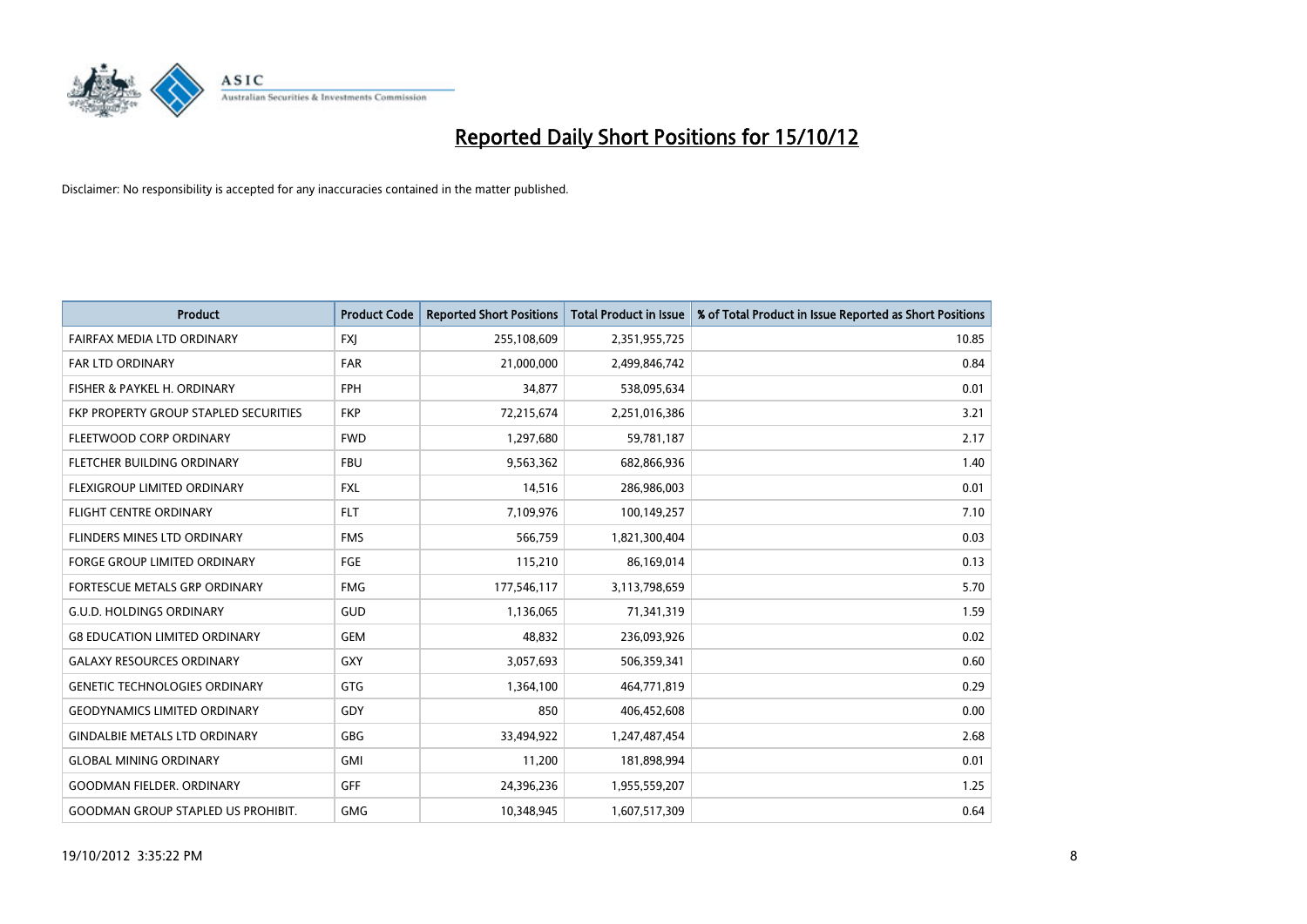# Reported Daily Short Positions for 15/10/12

Disclaimer: No responsibility is accepted for any inaccuracies contained in the matter published.

| Product | Product Code | Reported Short Positions | Total Product in Issue | % of Total Product in Issue Reported as Short Positions |
|---|---|---|---|---|
| FAIRFAX MEDIA LTD ORDINARY | FXJ | 255,108,609 | 2,351,955,725 | 10.85 |
| FAR LTD ORDINARY | FAR | 21,000,000 | 2,499,846,742 | 0.84 |
| FISHER & PAYKEL H. ORDINARY | FPH | 34,877 | 538,095,634 | 0.01 |
| FKP PROPERTY GROUP STAPLED SECURITIES | FKP | 72,215,674 | 2,251,016,386 | 3.21 |
| FLEETWOOD CORP ORDINARY | FWD | 1,297,680 | 59,781,187 | 2.17 |
| FLETCHER BUILDING ORDINARY | FBU | 9,563,362 | 682,866,936 | 1.40 |
| FLEXIGROUP LIMITED ORDINARY | FXL | 14,516 | 286,986,003 | 0.01 |
| FLIGHT CENTRE ORDINARY | FLT | 7,109,976 | 100,149,257 | 7.10 |
| FLINDERS MINES LTD ORDINARY | FMS | 566,759 | 1,821,300,404 | 0.03 |
| FORGE GROUP LIMITED ORDINARY | FGE | 115,210 | 86,169,014 | 0.13 |
| FORTESCUE METALS GRP ORDINARY | FMG | 177,546,117 | 3,113,798,659 | 5.70 |
| G.U.D. HOLDINGS ORDINARY | GUD | 1,136,065 | 71,341,319 | 1.59 |
| G8 EDUCATION LIMITED ORDINARY | GEM | 48,832 | 236,093,926 | 0.02 |
| GALAXY RESOURCES ORDINARY | GXY | 3,057,693 | 506,359,341 | 0.60 |
| GENETIC TECHNOLOGIES ORDINARY | GTG | 1,364,100 | 464,771,819 | 0.29 |
| GEODYNAMICS LIMITED ORDINARY | GDY | 850 | 406,452,608 | 0.00 |
| GINDALBIE METALS LTD ORDINARY | GBG | 33,494,922 | 1,247,487,454 | 2.68 |
| GLOBAL MINING ORDINARY | GMI | 11,200 | 181,898,994 | 0.01 |
| GOODMAN FIELDER. ORDINARY | GFF | 24,396,236 | 1,955,559,207 | 1.25 |
| GOODMAN GROUP STAPLED US PROHIBIT. | GMG | 10,348,945 | 1,607,517,309 | 0.64 |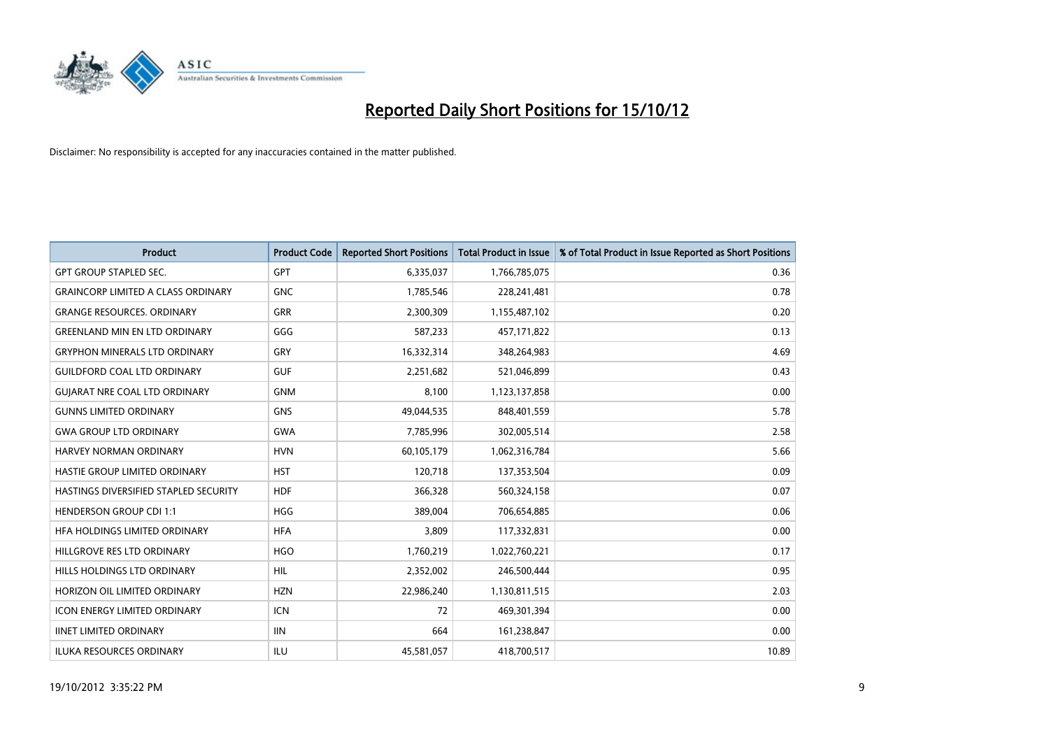# Reported Daily Short Positions for 15/10/12

Disclaimer: No responsibility is accepted for any inaccuracies contained in the matter published.

| Product | Product Code | Reported Short Positions | Total Product in Issue | % of Total Product in Issue Reported as Short Positions |
|---|---|---|---|---|
| GPT GROUP STAPLED SEC. | GPT | 6,335,037 | 1,766,785,075 | 0.36 |
| GRAINCORP LIMITED A CLASS ORDINARY | GNC | 1,785,546 | 228,241,481 | 0.78 |
| GRANGE RESOURCES. ORDINARY | GRR | 2,300,309 | 1,155,487,102 | 0.20 |
| GREENLAND MIN EN LTD ORDINARY | GGG | 587,233 | 457,171,822 | 0.13 |
| GRYPHON MINERALS LTD ORDINARY | GRY | 16,332,314 | 348,264,983 | 4.69 |
| GUILDFORD COAL LTD ORDINARY | GUF | 2,251,682 | 521,046,899 | 0.43 |
| GUJARAT NRE COAL LTD ORDINARY | GNM | 8,100 | 1,123,137,858 | 0.00 |
| GUNNS LIMITED ORDINARY | GNS | 49,044,535 | 848,401,559 | 5.78 |
| GWA GROUP LTD ORDINARY | GWA | 7,785,996 | 302,005,514 | 2.58 |
| HARVEY NORMAN ORDINARY | HVN | 60,105,179 | 1,062,316,784 | 5.66 |
| HASTIE GROUP LIMITED ORDINARY | HST | 120,718 | 137,353,504 | 0.09 |
| HASTINGS DIVERSIFIED STAPLED SECURITY | HDF | 366,328 | 560,324,158 | 0.07 |
| HENDERSON GROUP CDI 1:1 | HGG | 389,004 | 706,654,885 | 0.06 |
| HFA HOLDINGS LIMITED ORDINARY | HFA | 3,809 | 117,332,831 | 0.00 |
| HILLGROVE RES LTD ORDINARY | HGO | 1,760,219 | 1,022,760,221 | 0.17 |
| HILLS HOLDINGS LTD ORDINARY | HIL | 2,352,002 | 246,500,444 | 0.95 |
| HORIZON OIL LIMITED ORDINARY | HZN | 22,986,240 | 1,130,811,515 | 2.03 |
| ICON ENERGY LIMITED ORDINARY | ICN | 72 | 469,301,394 | 0.00 |
| IINET LIMITED ORDINARY | IIN | 664 | 161,238,847 | 0.00 |
| ILUKA RESOURCES ORDINARY | ILU | 45,581,057 | 418,700,517 | 10.89 |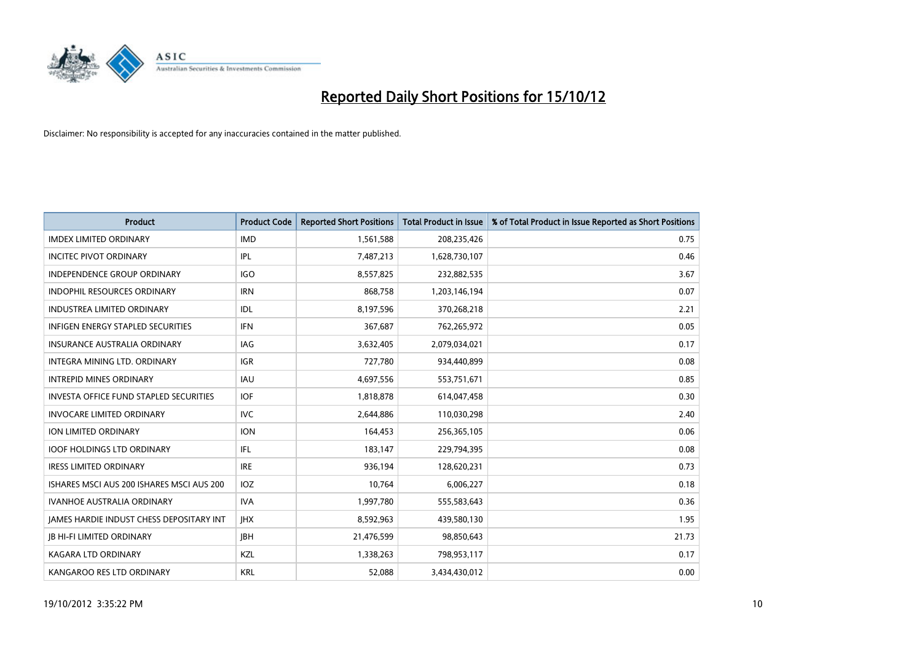# Reported Daily Short Positions for 15/10/12

Disclaimer: No responsibility is accepted for any inaccuracies contained in the matter published.

| Product | Product Code | Reported Short Positions | Total Product in Issue | % of Total Product in Issue Reported as Short Positions |
|---|---|---|---|---|
| IMDEX LIMITED ORDINARY | IMD | 1,561,588 | 208,235,426 | 0.75 |
| INCITEC PIVOT ORDINARY | IPL | 7,487,213 | 1,628,730,107 | 0.46 |
| INDEPENDENCE GROUP ORDINARY | IGO | 8,557,825 | 232,882,535 | 3.67 |
| INDOPHIL RESOURCES ORDINARY | IRN | 868,758 | 1,203,146,194 | 0.07 |
| INDUSTREA LIMITED ORDINARY | IDL | 8,197,596 | 370,268,218 | 2.21 |
| INFIGEN ENERGY STAPLED SECURITIES | IFN | 367,687 | 762,265,972 | 0.05 |
| INSURANCE AUSTRALIA ORDINARY | IAG | 3,632,405 | 2,079,034,021 | 0.17 |
| INTEGRA MINING LTD. ORDINARY | IGR | 727,780 | 934,440,899 | 0.08 |
| INTREPID MINES ORDINARY | IAU | 4,697,556 | 553,751,671 | 0.85 |
| INVESTA OFFICE FUND STAPLED SECURITIES | IOF | 1,818,878 | 614,047,458 | 0.30 |
| INVOCARE LIMITED ORDINARY | IVC | 2,644,886 | 110,030,298 | 2.40 |
| ION LIMITED ORDINARY | ION | 164,453 | 256,365,105 | 0.06 |
| IOOF HOLDINGS LTD ORDINARY | IFL | 183,147 | 229,794,395 | 0.08 |
| IRESS LIMITED ORDINARY | IRE | 936,194 | 128,620,231 | 0.73 |
| ISHARES MSCI AUS 200 ISHARES MSCI AUS 200 | IOZ | 10,764 | 6,006,227 | 0.18 |
| IVANHOE AUSTRALIA ORDINARY | IVA | 1,997,780 | 555,583,643 | 0.36 |
| JAMES HARDIE INDUST CHESS DEPOSITARY INT | JHX | 8,592,963 | 439,580,130 | 1.95 |
| JB HI-FI LIMITED ORDINARY | JBH | 21,476,599 | 98,850,643 | 21.73 |
| KAGARA LTD ORDINARY | KZL | 1,338,263 | 798,953,117 | 0.17 |
| KANGAROO RES LTD ORDINARY | KRL | 52,088 | 3,434,430,012 | 0.00 |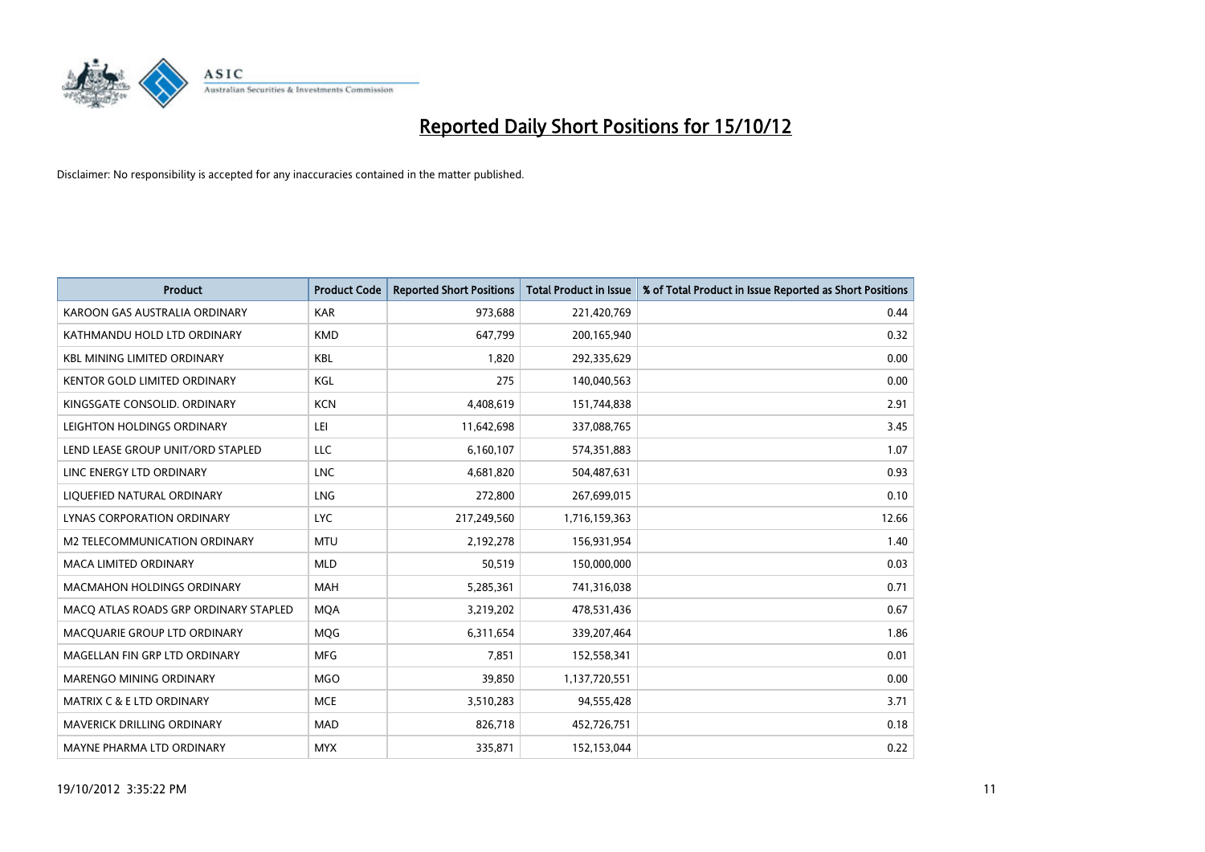# Reported Daily Short Positions for 15/10/12

Disclaimer: No responsibility is accepted for any inaccuracies contained in the matter published.

| Product | Product Code | Reported Short Positions | Total Product in Issue | % of Total Product in Issue Reported as Short Positions |
|---|---|---|---|---|
| KAROON GAS AUSTRALIA ORDINARY | KAR | 973,688 | 221,420,769 | 0.44 |
| KATHMANDU HOLD LTD ORDINARY | KMD | 647,799 | 200,165,940 | 0.32 |
| KBL MINING LIMITED ORDINARY | KBL | 1,820 | 292,335,629 | 0.00 |
| KENTOR GOLD LIMITED ORDINARY | KGL | 275 | 140,040,563 | 0.00 |
| KINGSGATE CONSOLID. ORDINARY | KCN | 4,408,619 | 151,744,838 | 2.91 |
| LEIGHTON HOLDINGS ORDINARY | LEI | 11,642,698 | 337,088,765 | 3.45 |
| LEND LEASE GROUP UNIT/ORD STAPLED | LLC | 6,160,107 | 574,351,883 | 1.07 |
| LINC ENERGY LTD ORDINARY | LNC | 4,681,820 | 504,487,631 | 0.93 |
| LIQUEFIED NATURAL ORDINARY | LNG | 272,800 | 267,699,015 | 0.10 |
| LYNAS CORPORATION ORDINARY | LYC | 217,249,560 | 1,716,159,363 | 12.66 |
| M2 TELECOMMUNICATION ORDINARY | MTU | 2,192,278 | 156,931,954 | 1.40 |
| MACA LIMITED ORDINARY | MLD | 50,519 | 150,000,000 | 0.03 |
| MACMAHON HOLDINGS ORDINARY | MAH | 5,285,361 | 741,316,038 | 0.71 |
| MACQ ATLAS ROADS GRP ORDINARY STAPLED | MQA | 3,219,202 | 478,531,436 | 0.67 |
| MACQUARIE GROUP LTD ORDINARY | MQG | 6,311,654 | 339,207,464 | 1.86 |
| MAGELLAN FIN GRP LTD ORDINARY | MFG | 7,851 | 152,558,341 | 0.01 |
| MARENGO MINING ORDINARY | MGO | 39,850 | 1,137,720,551 | 0.00 |
| MATRIX C & E LTD ORDINARY | MCE | 3,510,283 | 94,555,428 | 3.71 |
| MAVERICK DRILLING ORDINARY | MAD | 826,718 | 452,726,751 | 0.18 |
| MAYNE PHARMA LTD ORDINARY | MYX | 335,871 | 152,153,044 | 0.22 |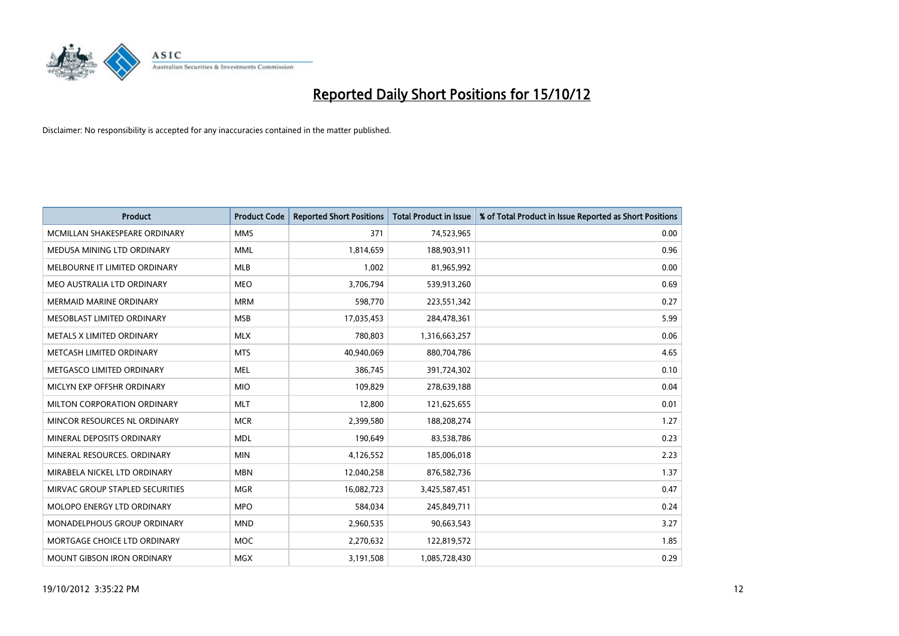# Reported Daily Short Positions for 15/10/12

Disclaimer: No responsibility is accepted for any inaccuracies contained in the matter published.

| Product | Product Code | Reported Short Positions | Total Product in Issue | % of Total Product in Issue Reported as Short Positions |
|---|---|---|---|---|
| MCMILLAN SHAKESPEARE ORDINARY | MMS | 371 | 74,523,965 | 0.00 |
| MEDUSA MINING LTD ORDINARY | MML | 1,814,659 | 188,903,911 | 0.96 |
| MELBOURNE IT LIMITED ORDINARY | MLB | 1,002 | 81,965,992 | 0.00 |
| MEO AUSTRALIA LTD ORDINARY | MEO | 3,706,794 | 539,913,260 | 0.69 |
| MERMAID MARINE ORDINARY | MRM | 598,770 | 223,551,342 | 0.27 |
| MESOBLAST LIMITED ORDINARY | MSB | 17,035,453 | 284,478,361 | 5.99 |
| METALS X LIMITED ORDINARY | MLX | 780,803 | 1,316,663,257 | 0.06 |
| METCASH LIMITED ORDINARY | MTS | 40,940,069 | 880,704,786 | 4.65 |
| METGASCO LIMITED ORDINARY | MEL | 386,745 | 391,724,302 | 0.10 |
| MICLYN EXP OFFSHR ORDINARY | MIO | 109,829 | 278,639,188 | 0.04 |
| MILTON CORPORATION ORDINARY | MLT | 12,800 | 121,625,655 | 0.01 |
| MINCOR RESOURCES NL ORDINARY | MCR | 2,399,580 | 188,208,274 | 1.27 |
| MINERAL DEPOSITS ORDINARY | MDL | 190,649 | 83,538,786 | 0.23 |
| MINERAL RESOURCES. ORDINARY | MIN | 4,126,552 | 185,006,018 | 2.23 |
| MIRABELA NICKEL LTD ORDINARY | MBN | 12,040,258 | 876,582,736 | 1.37 |
| MIRVAC GROUP STAPLED SECURITIES | MGR | 16,082,723 | 3,425,587,451 | 0.47 |
| MOLOPO ENERGY LTD ORDINARY | MPO | 584,034 | 245,849,711 | 0.24 |
| MONADELPHOUS GROUP ORDINARY | MND | 2,960,535 | 90,663,543 | 3.27 |
| MORTGAGE CHOICE LTD ORDINARY | MOC | 2,270,632 | 122,819,572 | 1.85 |
| MOUNT GIBSON IRON ORDINARY | MGX | 3,191,508 | 1,085,728,430 | 0.29 |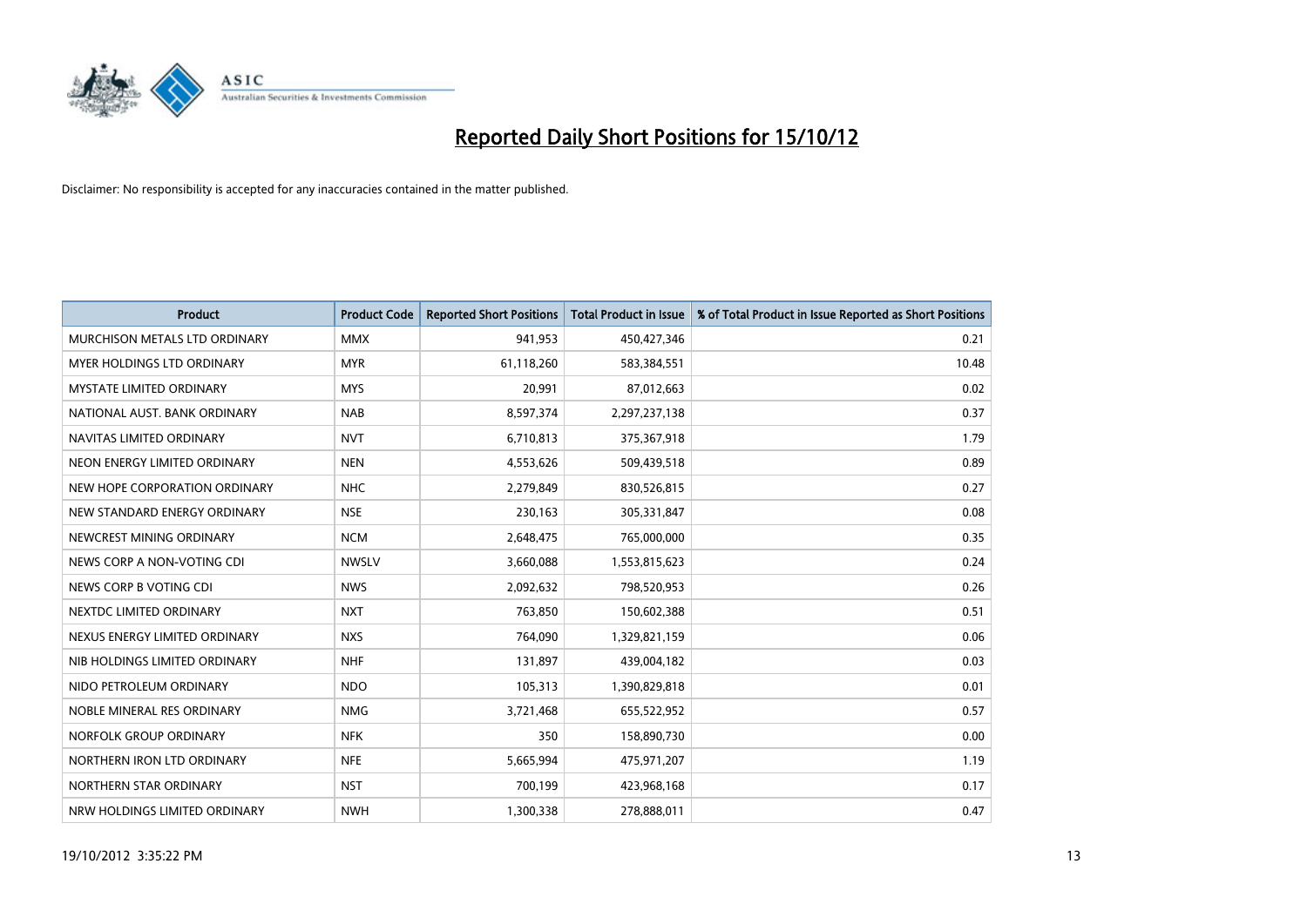# Reported Daily Short Positions for 15/10/12

Disclaimer: No responsibility is accepted for any inaccuracies contained in the matter published.

| Product | Product Code | Reported Short Positions | Total Product in Issue | % of Total Product in Issue Reported as Short Positions |
|---|---|---|---|---|
| MURCHISON METALS LTD ORDINARY | MMX | 941,953 | 450,427,346 | 0.21 |
| MYER HOLDINGS LTD ORDINARY | MYR | 61,118,260 | 583,384,551 | 10.48 |
| MYSTATE LIMITED ORDINARY | MYS | 20,991 | 87,012,663 | 0.02 |
| NATIONAL AUST. BANK ORDINARY | NAB | 8,597,374 | 2,297,237,138 | 0.37 |
| NAVITAS LIMITED ORDINARY | NVT | 6,710,813 | 375,367,918 | 1.79 |
| NEON ENERGY LIMITED ORDINARY | NEN | 4,553,626 | 509,439,518 | 0.89 |
| NEW HOPE CORPORATION ORDINARY | NHC | 2,279,849 | 830,526,815 | 0.27 |
| NEW STANDARD ENERGY ORDINARY | NSE | 230,163 | 305,331,847 | 0.08 |
| NEWCREST MINING ORDINARY | NCM | 2,648,475 | 765,000,000 | 0.35 |
| NEWS CORP A NON-VOTING CDI | NWSLV | 3,660,088 | 1,553,815,623 | 0.24 |
| NEWS CORP B VOTING CDI | NWS | 2,092,632 | 798,520,953 | 0.26 |
| NEXTDC LIMITED ORDINARY | NXT | 763,850 | 150,602,388 | 0.51 |
| NEXUS ENERGY LIMITED ORDINARY | NXS | 764,090 | 1,329,821,159 | 0.06 |
| NIB HOLDINGS LIMITED ORDINARY | NHF | 131,897 | 439,004,182 | 0.03 |
| NIDO PETROLEUM ORDINARY | NDO | 105,313 | 1,390,829,818 | 0.01 |
| NOBLE MINERAL RES ORDINARY | NMG | 3,721,468 | 655,522,952 | 0.57 |
| NORFOLK GROUP ORDINARY | NFK | 350 | 158,890,730 | 0.00 |
| NORTHERN IRON LTD ORDINARY | NFE | 5,665,994 | 475,971,207 | 1.19 |
| NORTHERN STAR ORDINARY | NST | 700,199 | 423,968,168 | 0.17 |
| NRW HOLDINGS LIMITED ORDINARY | NWH | 1,300,338 | 278,888,011 | 0.47 |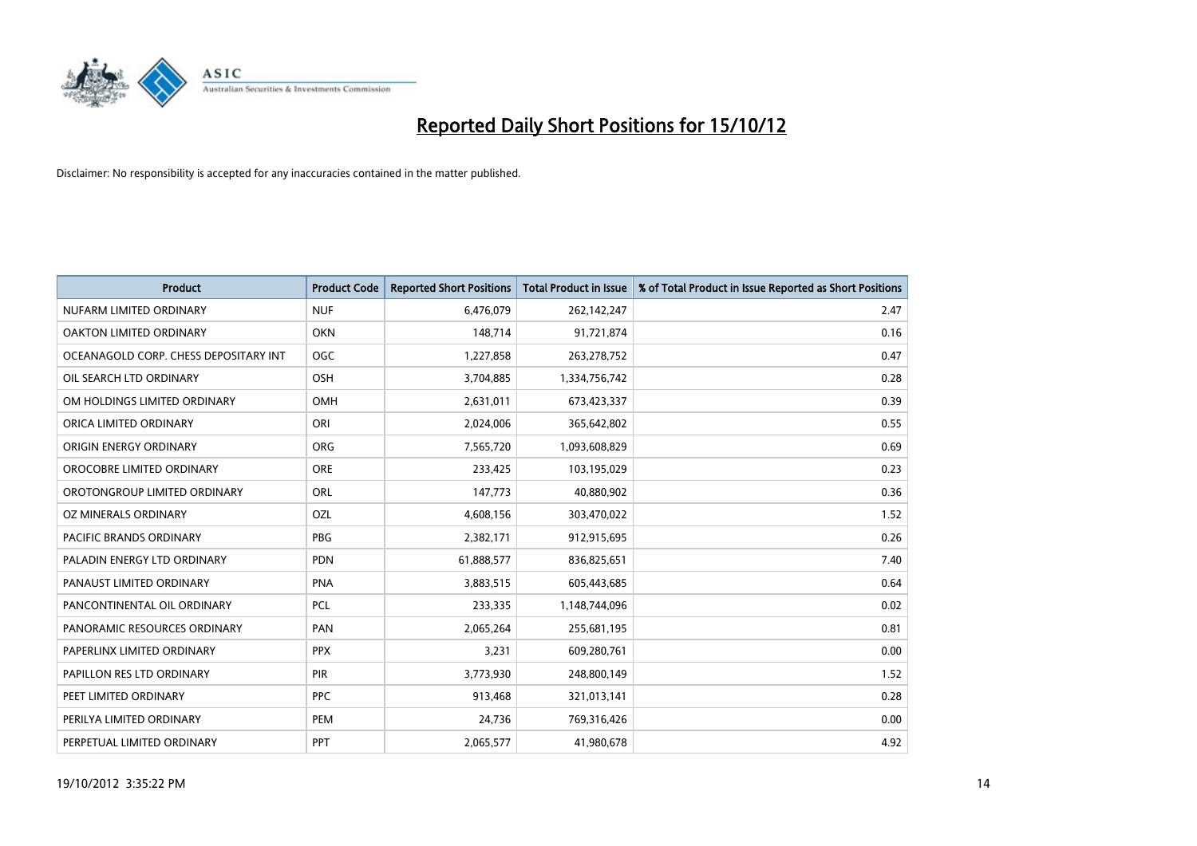# Reported Daily Short Positions for 15/10/12

Disclaimer: No responsibility is accepted for any inaccuracies contained in the matter published.

| Product | Product Code | Reported Short Positions | Total Product in Issue | % of Total Product in Issue Reported as Short Positions |
|---|---|---|---|---|
| NUFARM LIMITED ORDINARY | NUF | 6,476,079 | 262,142,247 | 2.47 |
| OAKTON LIMITED ORDINARY | OKN | 148,714 | 91,721,874 | 0.16 |
| OCEANAGOLD CORP. CHESS DEPOSITARY INT | OGC | 1,227,858 | 263,278,752 | 0.47 |
| OIL SEARCH LTD ORDINARY | OSH | 3,704,885 | 1,334,756,742 | 0.28 |
| OM HOLDINGS LIMITED ORDINARY | OMH | 2,631,011 | 673,423,337 | 0.39 |
| ORICA LIMITED ORDINARY | ORI | 2,024,006 | 365,642,802 | 0.55 |
| ORIGIN ENERGY ORDINARY | ORG | 7,565,720 | 1,093,608,829 | 0.69 |
| OROCOBRE LIMITED ORDINARY | ORE | 233,425 | 103,195,029 | 0.23 |
| OROTONGROUP LIMITED ORDINARY | ORL | 147,773 | 40,880,902 | 0.36 |
| OZ MINERALS ORDINARY | OZL | 4,608,156 | 303,470,022 | 1.52 |
| PACIFIC BRANDS ORDINARY | PBG | 2,382,171 | 912,915,695 | 0.26 |
| PALADIN ENERGY LTD ORDINARY | PDN | 61,888,577 | 836,825,651 | 7.40 |
| PANAUST LIMITED ORDINARY | PNA | 3,883,515 | 605,443,685 | 0.64 |
| PANCONTINENTAL OIL ORDINARY | PCL | 233,335 | 1,148,744,096 | 0.02 |
| PANORAMIC RESOURCES ORDINARY | PAN | 2,065,264 | 255,681,195 | 0.81 |
| PAPERLINX LIMITED ORDINARY | PPX | 3,231 | 609,280,761 | 0.00 |
| PAPILLON RES LTD ORDINARY | PIR | 3,773,930 | 248,800,149 | 1.52 |
| PEET LIMITED ORDINARY | PPC | 913,468 | 321,013,141 | 0.28 |
| PERILYA LIMITED ORDINARY | PEM | 24,736 | 769,316,426 | 0.00 |
| PERPETUAL LIMITED ORDINARY | PPT | 2,065,577 | 41,980,678 | 4.92 |

19/10/2012 3:35:22 PM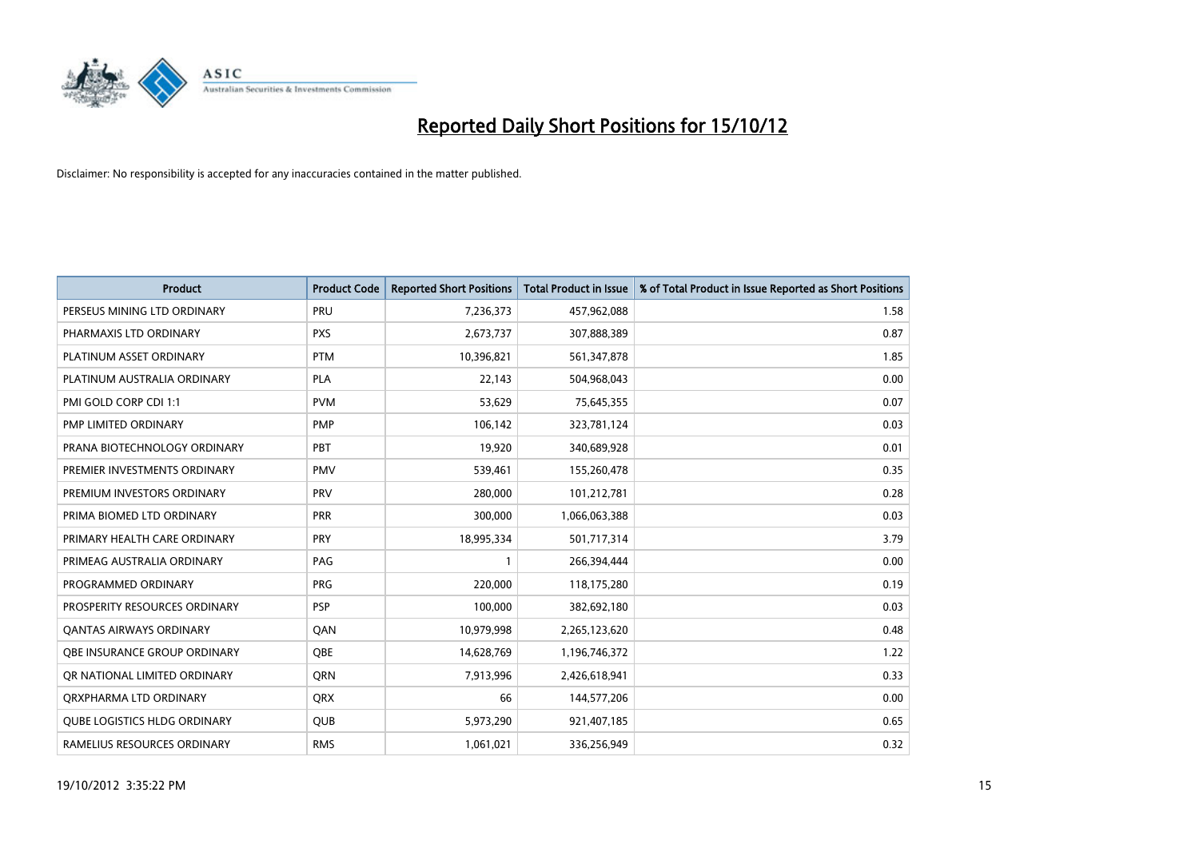# Reported Daily Short Positions for 15/10/12

Disclaimer: No responsibility is accepted for any inaccuracies contained in the matter published.

| Product | Product Code | Reported Short Positions | Total Product in Issue | % of Total Product in Issue Reported as Short Positions |
|---|---|---|---|---|
| PERSEUS MINING LTD ORDINARY | PRU | 7,236,373 | 457,962,088 | 1.58 |
| PHARMAXIS LTD ORDINARY | PXS | 2,673,737 | 307,888,389 | 0.87 |
| PLATINUM ASSET ORDINARY | PTM | 10,396,821 | 561,347,878 | 1.85 |
| PLATINUM AUSTRALIA ORDINARY | PLA | 22,143 | 504,968,043 | 0.00 |
| PMI GOLD CORP CDI 1:1 | PVM | 53,629 | 75,645,355 | 0.07 |
| PMP LIMITED ORDINARY | PMP | 106,142 | 323,781,124 | 0.03 |
| PRANA BIOTECHNOLOGY ORDINARY | PBT | 19,920 | 340,689,928 | 0.01 |
| PREMIER INVESTMENTS ORDINARY | PMV | 539,461 | 155,260,478 | 0.35 |
| PREMIUM INVESTORS ORDINARY | PRV | 280,000 | 101,212,781 | 0.28 |
| PRIMA BIOMED LTD ORDINARY | PRR | 300,000 | 1,066,063,388 | 0.03 |
| PRIMARY HEALTH CARE ORDINARY | PRY | 18,995,334 | 501,717,314 | 3.79 |
| PRIMEAG AUSTRALIA ORDINARY | PAG | 1 | 266,394,444 | 0.00 |
| PROGRAMMED ORDINARY | PRG | 220,000 | 118,175,280 | 0.19 |
| PROSPERITY RESOURCES ORDINARY | PSP | 100,000 | 382,692,180 | 0.03 |
| QANTAS AIRWAYS ORDINARY | QAN | 10,979,998 | 2,265,123,620 | 0.48 |
| QBE INSURANCE GROUP ORDINARY | QBE | 14,628,769 | 1,196,746,372 | 1.22 |
| QR NATIONAL LIMITED ORDINARY | QRN | 7,913,996 | 2,426,618,941 | 0.33 |
| QRXPHARMA LTD ORDINARY | QRX | 66 | 144,577,206 | 0.00 |
| QUBE LOGISTICS HLDG ORDINARY | QUB | 5,973,290 | 921,407,185 | 0.65 |
| RAMELIUS RESOURCES ORDINARY | RMS | 1,061,021 | 336,256,949 | 0.32 |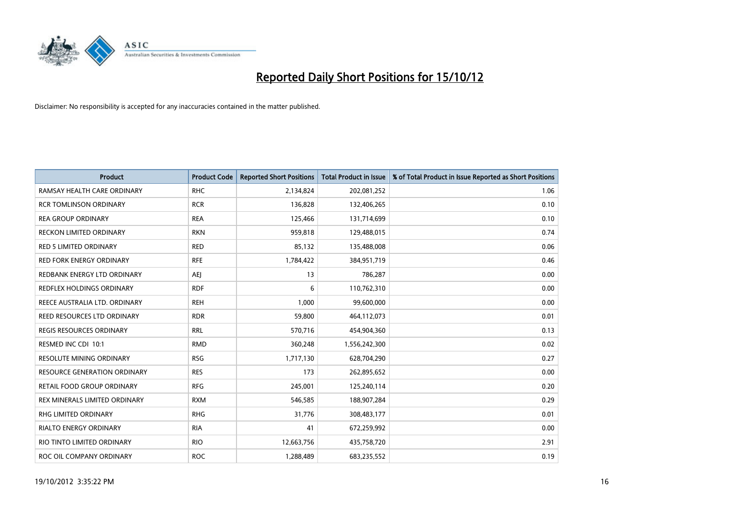# Reported Daily Short Positions for 15/10/12

Disclaimer: No responsibility is accepted for any inaccuracies contained in the matter published.

| Product | Product Code | Reported Short Positions | Total Product in Issue | % of Total Product in Issue Reported as Short Positions |
|---|---|---|---|---|
| RAMSAY HEALTH CARE ORDINARY | RHC | 2,134,824 | 202,081,252 | 1.06 |
| RCR TOMLINSON ORDINARY | RCR | 136,828 | 132,406,265 | 0.10 |
| REA GROUP ORDINARY | REA | 125,466 | 131,714,699 | 0.10 |
| RECKON LIMITED ORDINARY | RKN | 959,818 | 129,488,015 | 0.74 |
| RED 5 LIMITED ORDINARY | RED | 85,132 | 135,488,008 | 0.06 |
| RED FORK ENERGY ORDINARY | RFE | 1,784,422 | 384,951,719 | 0.46 |
| REDBANK ENERGY LTD ORDINARY | AEJ | 13 | 786,287 | 0.00 |
| REDFLEX HOLDINGS ORDINARY | RDF | 6 | 110,762,310 | 0.00 |
| REECE AUSTRALIA LTD. ORDINARY | REH | 1,000 | 99,600,000 | 0.00 |
| REED RESOURCES LTD ORDINARY | RDR | 59,800 | 464,112,073 | 0.01 |
| REGIS RESOURCES ORDINARY | RRL | 570,716 | 454,904,360 | 0.13 |
| RESMED INC CDI 10:1 | RMD | 360,248 | 1,556,242,300 | 0.02 |
| RESOLUTE MINING ORDINARY | RSG | 1,717,130 | 628,704,290 | 0.27 |
| RESOURCE GENERATION ORDINARY | RES | 173 | 262,895,652 | 0.00 |
| RETAIL FOOD GROUP ORDINARY | RFG | 245,001 | 125,240,114 | 0.20 |
| REX MINERALS LIMITED ORDINARY | RXM | 546,585 | 188,907,284 | 0.29 |
| RHG LIMITED ORDINARY | RHG | 31,776 | 308,483,177 | 0.01 |
| RIALTO ENERGY ORDINARY | RIA | 41 | 672,259,992 | 0.00 |
| RIO TINTO LIMITED ORDINARY | RIO | 12,663,756 | 435,758,720 | 2.91 |
| ROC OIL COMPANY ORDINARY | ROC | 1,288,489 | 683,235,552 | 0.19 |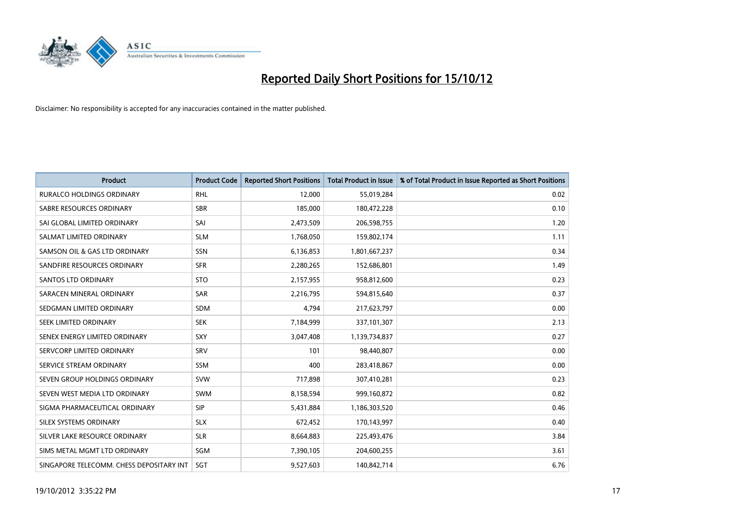# Reported Daily Short Positions for 15/10/12

Disclaimer: No responsibility is accepted for any inaccuracies contained in the matter published.

| Product | Product Code | Reported Short Positions | Total Product in Issue | % of Total Product in Issue Reported as Short Positions |
|---|---|---|---|---|
| RURALCO HOLDINGS ORDINARY | RHL | 12,000 | 55,019,284 | 0.02 |
| SABRE RESOURCES ORDINARY | SBR | 185,000 | 180,472,228 | 0.10 |
| SAI GLOBAL LIMITED ORDINARY | SAI | 2,473,509 | 206,598,755 | 1.20 |
| SALMAT LIMITED ORDINARY | SLM | 1,768,050 | 159,802,174 | 1.11 |
| SAMSON OIL & GAS LTD ORDINARY | SSN | 6,136,853 | 1,801,667,237 | 0.34 |
| SANDFIRE RESOURCES ORDINARY | SFR | 2,280,265 | 152,686,801 | 1.49 |
| SANTOS LTD ORDINARY | STO | 2,157,955 | 958,812,600 | 0.23 |
| SARACEN MINERAL ORDINARY | SAR | 2,216,795 | 594,815,640 | 0.37 |
| SEDGMAN LIMITED ORDINARY | SDM | 4,794 | 217,623,797 | 0.00 |
| SEEK LIMITED ORDINARY | SEK | 7,184,999 | 337,101,307 | 2.13 |
| SENEX ENERGY LIMITED ORDINARY | SXY | 3,047,408 | 1,139,734,837 | 0.27 |
| SERVCORP LIMITED ORDINARY | SRV | 101 | 98,440,807 | 0.00 |
| SERVICE STREAM ORDINARY | SSM | 400 | 283,418,867 | 0.00 |
| SEVEN GROUP HOLDINGS ORDINARY | SVW | 717,898 | 307,410,281 | 0.23 |
| SEVEN WEST MEDIA LTD ORDINARY | SWM | 8,158,594 | 999,160,872 | 0.82 |
| SIGMA PHARMACEUTICAL ORDINARY | SIP | 5,431,884 | 1,186,303,520 | 0.46 |
| SILEX SYSTEMS ORDINARY | SLX | 672,452 | 170,143,997 | 0.40 |
| SILVER LAKE RESOURCE ORDINARY | SLR | 8,664,883 | 225,493,476 | 3.84 |
| SIMS METAL MGMT LTD ORDINARY | SGM | 7,390,105 | 204,600,255 | 3.61 |
| SINGAPORE TELECOMM. CHESS DEPOSITARY INT | SGT | 9,527,603 | 140,842,714 | 6.76 |

19/10/2012 3:35:22 PM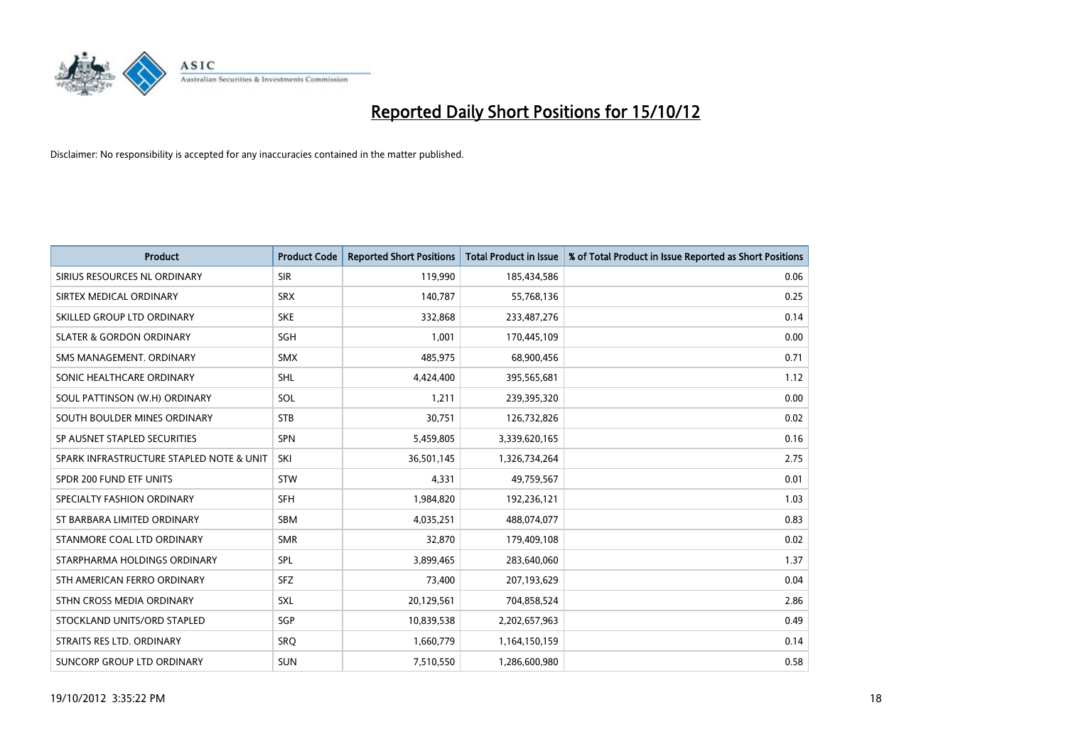# Reported Daily Short Positions for 15/10/12

Disclaimer: No responsibility is accepted for any inaccuracies contained in the matter published.

| Product | Product Code | Reported Short Positions | Total Product in Issue | % of Total Product in Issue Reported as Short Positions |
|---|---|---|---|---|
| SIRIUS RESOURCES NL ORDINARY | SIR | 119,990 | 185,434,586 | 0.06 |
| SIRTEX MEDICAL ORDINARY | SRX | 140,787 | 55,768,136 | 0.25 |
| SKILLED GROUP LTD ORDINARY | SKE | 332,868 | 233,487,276 | 0.14 |
| SLATER & GORDON ORDINARY | SGH | 1,001 | 170,445,109 | 0.00 |
| SMS MANAGEMENT. ORDINARY | SMX | 485,975 | 68,900,456 | 0.71 |
| SONIC HEALTHCARE ORDINARY | SHL | 4,424,400 | 395,565,681 | 1.12 |
| SOUL PATTINSON (W.H) ORDINARY | SOL | 1,211 | 239,395,320 | 0.00 |
| SOUTH BOULDER MINES ORDINARY | STB | 30,751 | 126,732,826 | 0.02 |
| SP AUSNET STAPLED SECURITIES | SPN | 5,459,805 | 3,339,620,165 | 0.16 |
| SPARK INFRASTRUCTURE STAPLED NOTE & UNIT | SKI | 36,501,145 | 1,326,734,264 | 2.75 |
| SPDR 200 FUND ETF UNITS | STW | 4,331 | 49,759,567 | 0.01 |
| SPECIALTY FASHION ORDINARY | SFH | 1,984,820 | 192,236,121 | 1.03 |
| ST BARBARA LIMITED ORDINARY | SBM | 4,035,251 | 488,074,077 | 0.83 |
| STANMORE COAL LTD ORDINARY | SMR | 32,870 | 179,409,108 | 0.02 |
| STARPHARMA HOLDINGS ORDINARY | SPL | 3,899,465 | 283,640,060 | 1.37 |
| STH AMERICAN FERRO ORDINARY | SFZ | 73,400 | 207,193,629 | 0.04 |
| STHN CROSS MEDIA ORDINARY | SXL | 20,129,561 | 704,858,524 | 2.86 |
| STOCKLAND UNITS/ORD STAPLED | SGP | 10,839,538 | 2,202,657,963 | 0.49 |
| STRAITS RES LTD. ORDINARY | SRQ | 1,660,779 | 1,164,150,159 | 0.14 |
| SUNCORP GROUP LTD ORDINARY | SUN | 7,510,550 | 1,286,600,980 | 0.58 |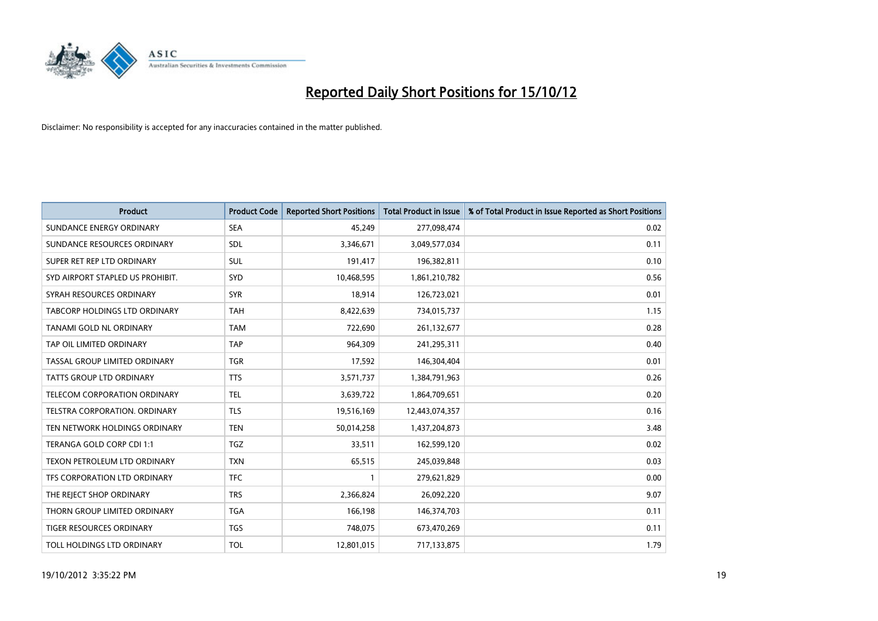# Reported Daily Short Positions for 15/10/12

Disclaimer: No responsibility is accepted for any inaccuracies contained in the matter published.

| Product | Product Code | Reported Short Positions | Total Product in Issue | % of Total Product in Issue Reported as Short Positions |
|---|---|---|---|---|
| SUNDANCE ENERGY ORDINARY | SEA | 45,249 | 277,098,474 | 0.02 |
| SUNDANCE RESOURCES ORDINARY | SDL | 3,346,671 | 3,049,577,034 | 0.11 |
| SUPER RET REP LTD ORDINARY | SUL | 191,417 | 196,382,811 | 0.10 |
| SYD AIRPORT STAPLED US PROHIBIT. | SYD | 10,468,595 | 1,861,210,782 | 0.56 |
| SYRAH RESOURCES ORDINARY | SYR | 18,914 | 126,723,021 | 0.01 |
| TABCORP HOLDINGS LTD ORDINARY | TAH | 8,422,639 | 734,015,737 | 1.15 |
| TANAMI GOLD NL ORDINARY | TAM | 722,690 | 261,132,677 | 0.28 |
| TAP OIL LIMITED ORDINARY | TAP | 964,309 | 241,295,311 | 0.40 |
| TASSAL GROUP LIMITED ORDINARY | TGR | 17,592 | 146,304,404 | 0.01 |
| TATTS GROUP LTD ORDINARY | TTS | 3,571,737 | 1,384,791,963 | 0.26 |
| TELECOM CORPORATION ORDINARY | TEL | 3,639,722 | 1,864,709,651 | 0.20 |
| TELSTRA CORPORATION. ORDINARY | TLS | 19,516,169 | 12,443,074,357 | 0.16 |
| TEN NETWORK HOLDINGS ORDINARY | TEN | 50,014,258 | 1,437,204,873 | 3.48 |
| TERANGA GOLD CORP CDI 1:1 | TGZ | 33,511 | 162,599,120 | 0.02 |
| TEXON PETROLEUM LTD ORDINARY | TXN | 65,515 | 245,039,848 | 0.03 |
| TFS CORPORATION LTD ORDINARY | TFC | 1 | 279,621,829 | 0.00 |
| THE REJECT SHOP ORDINARY | TRS | 2,366,824 | 26,092,220 | 9.07 |
| THORN GROUP LIMITED ORDINARY | TGA | 166,198 | 146,374,703 | 0.11 |
| TIGER RESOURCES ORDINARY | TGS | 748,075 | 673,470,269 | 0.11 |
| TOLL HOLDINGS LTD ORDINARY | TOL | 12,801,015 | 717,133,875 | 1.79 |

19/10/2012 3:35:22 PM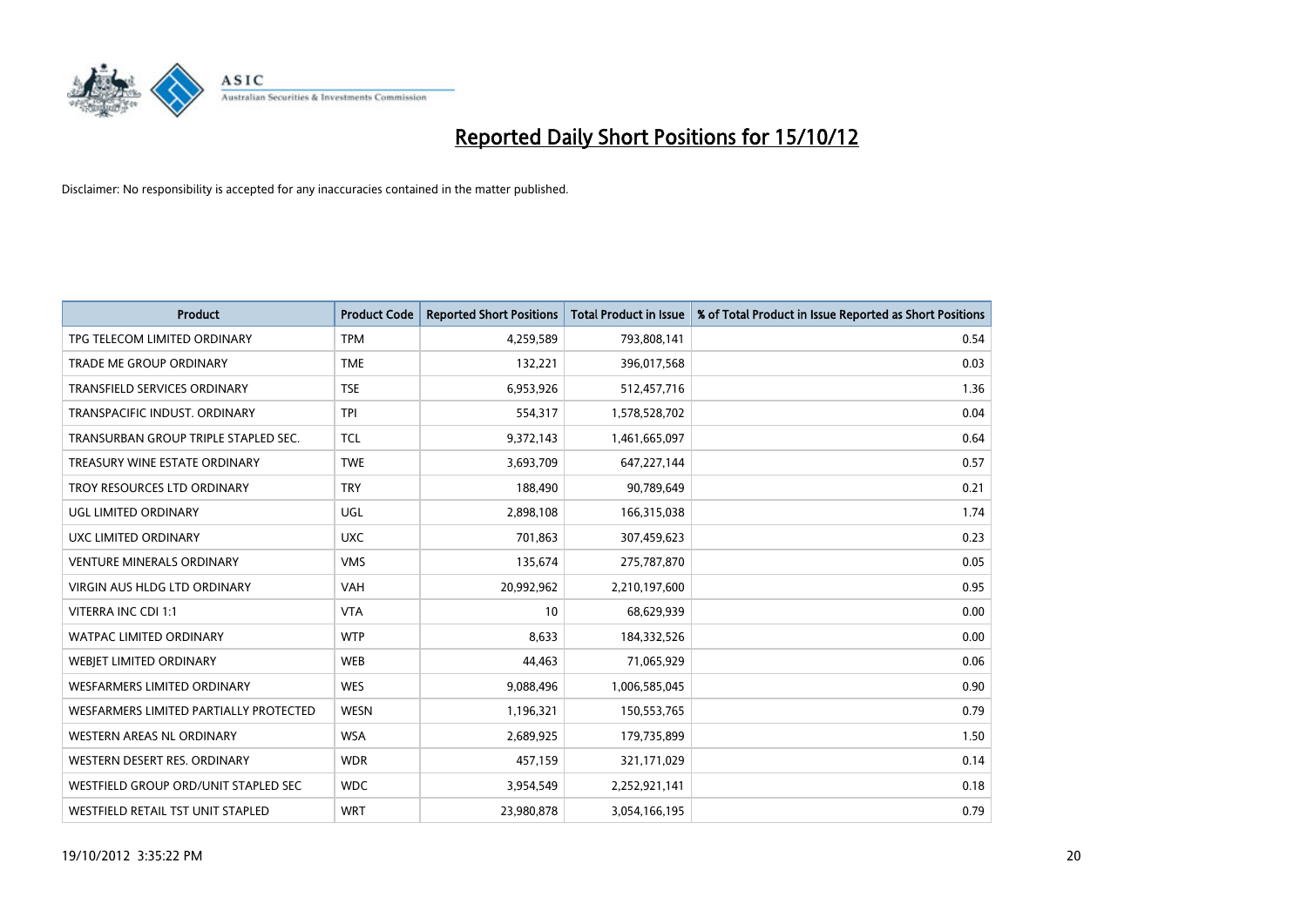# Reported Daily Short Positions for 15/10/12

Disclaimer: No responsibility is accepted for any inaccuracies contained in the matter published.

| Product | Product Code | Reported Short Positions | Total Product in Issue | % of Total Product in Issue Reported as Short Positions |
|---|---|---|---|---|
| TPG TELECOM LIMITED ORDINARY | TPM | 4,259,589 | 793,808,141 | 0.54 |
| TRADE ME GROUP ORDINARY | TME | 132,221 | 396,017,568 | 0.03 |
| TRANSFIELD SERVICES ORDINARY | TSE | 6,953,926 | 512,457,716 | 1.36 |
| TRANSPACIFIC INDUST. ORDINARY | TPI | 554,317 | 1,578,528,702 | 0.04 |
| TRANSURBAN GROUP TRIPLE STAPLED SEC. | TCL | 9,372,143 | 1,461,665,097 | 0.64 |
| TREASURY WINE ESTATE ORDINARY | TWE | 3,693,709 | 647,227,144 | 0.57 |
| TROY RESOURCES LTD ORDINARY | TRY | 188,490 | 90,789,649 | 0.21 |
| UGL LIMITED ORDINARY | UGL | 2,898,108 | 166,315,038 | 1.74 |
| UXC LIMITED ORDINARY | UXC | 701,863 | 307,459,623 | 0.23 |
| VENTURE MINERALS ORDINARY | VMS | 135,674 | 275,787,870 | 0.05 |
| VIRGIN AUS HLDG LTD ORDINARY | VAH | 20,992,962 | 2,210,197,600 | 0.95 |
| VITERRA INC CDI 1:1 | VTA | 10 | 68,629,939 | 0.00 |
| WATPAC LIMITED ORDINARY | WTP | 8,633 | 184,332,526 | 0.00 |
| WEBJET LIMITED ORDINARY | WEB | 44,463 | 71,065,929 | 0.06 |
| WESFARMERS LIMITED ORDINARY | WES | 9,088,496 | 1,006,585,045 | 0.90 |
| WESFARMERS LIMITED PARTIALLY PROTECTED | WESN | 1,196,321 | 150,553,765 | 0.79 |
| WESTERN AREAS NL ORDINARY | WSA | 2,689,925 | 179,735,899 | 1.50 |
| WESTERN DESERT RES. ORDINARY | WDR | 457,159 | 321,171,029 | 0.14 |
| WESTFIELD GROUP ORD/UNIT STAPLED SEC | WDC | 3,954,549 | 2,252,921,141 | 0.18 |
| WESTFIELD RETAIL TST UNIT STAPLED | WRT | 23,980,878 | 3,054,166,195 | 0.79 |

19/10/2012 3:35:22 PM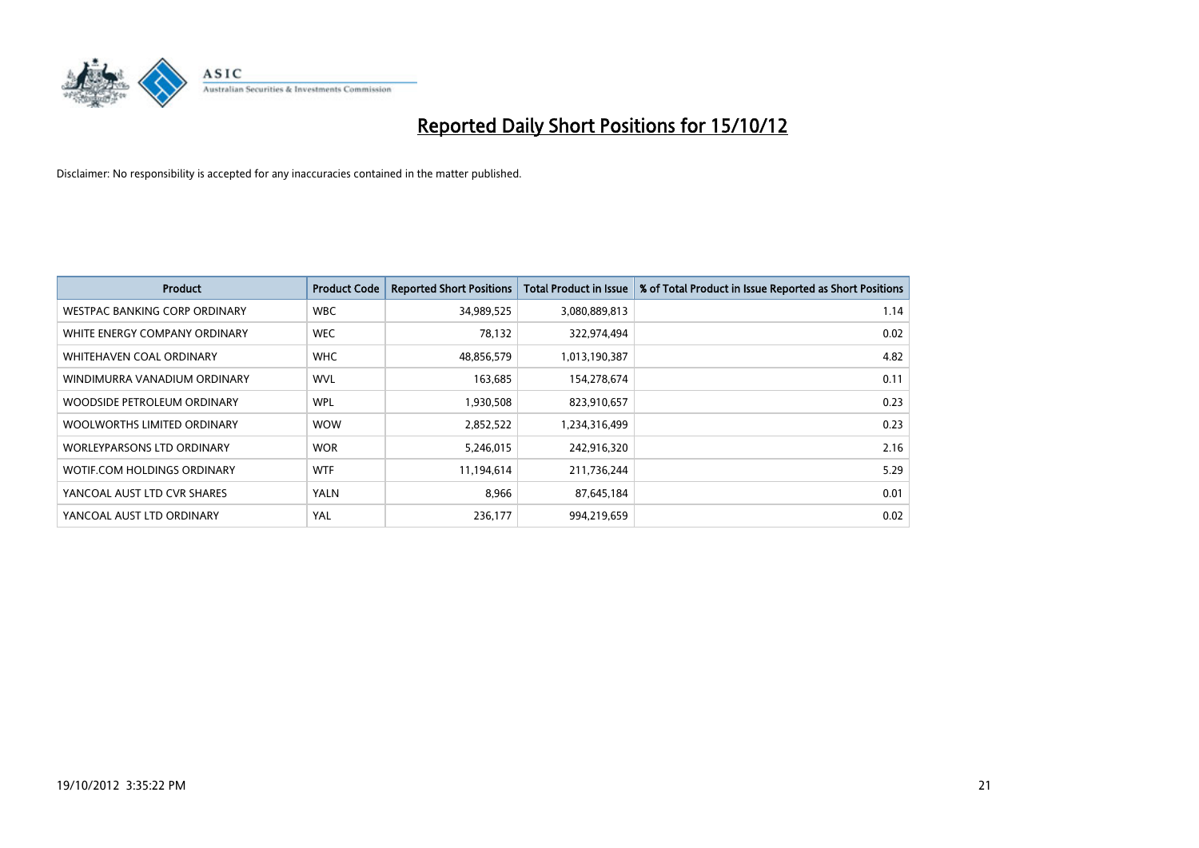# Reported Daily Short Positions for 15/10/12

Disclaimer: No responsibility is accepted for any inaccuracies contained in the matter published.

| Product | Product Code | Reported Short Positions | Total Product in Issue | % of Total Product in Issue Reported as Short Positions |
|---|---|---|---|---|
| WESTPAC BANKING CORP ORDINARY | WBC | 34,989,525 | 3,080,889,813 | 1.14 |
| WHITE ENERGY COMPANY ORDINARY | WEC | 78,132 | 322,974,494 | 0.02 |
| WHITEHAVEN COAL ORDINARY | WHC | 48,856,579 | 1,013,190,387 | 4.82 |
| WINDIMURRA VANADIUM ORDINARY | WVL | 163,685 | 154,278,674 | 0.11 |
| WOODSIDE PETROLEUM ORDINARY | WPL | 1,930,508 | 823,910,657 | 0.23 |
| WOOLWORTHS LIMITED ORDINARY | WOW | 2,852,522 | 1,234,316,499 | 0.23 |
| WORLEYPARSONS LTD ORDINARY | WOR | 5,246,015 | 242,916,320 | 2.16 |
| WOTIF.COM HOLDINGS ORDINARY | WTF | 11,194,614 | 211,736,244 | 5.29 |
| YANCOAL AUST LTD CVR SHARES | YALN | 8,966 | 87,645,184 | 0.01 |
| YANCOAL AUST LTD ORDINARY | YAL | 236,177 | 994,219,659 | 0.02 |